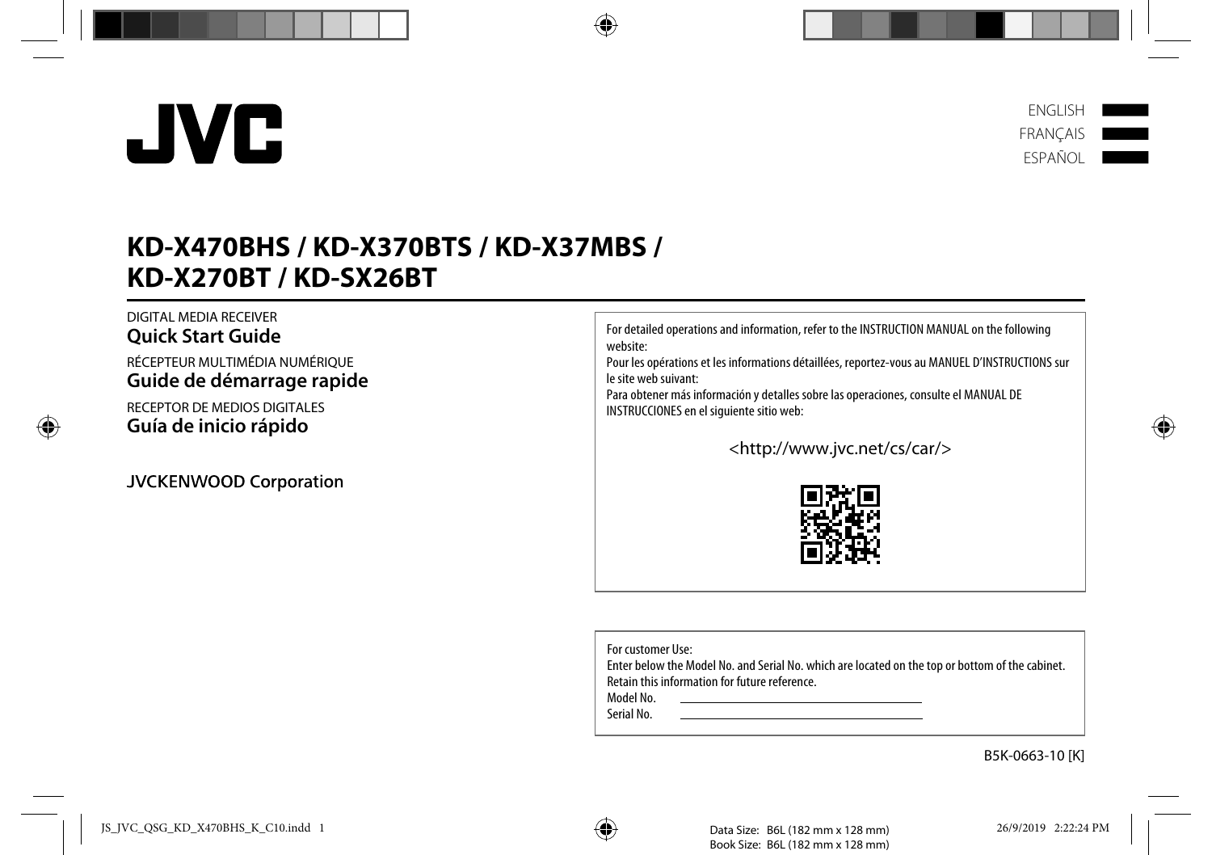# JVC

ENGLISH
FRANÇAIS
ESPAÑOL

# KD-X470BHS / KD-X370BTS / KD-X37MBS / KD-X270BT / KD-SX26BT

DIGITAL MEDIA RECEIVER
## Quick Start Guide

RÉCEPTEUR MULTIMÉDIA NUMÉRIQUE
## Guide de démarrage rapide

RECEPTOR DE MEDIOS DIGITALES
## Guía de inicio rápido

JVCKENWOOD Corporation

For detailed operations and information, refer to the INSTRUCTION MANUAL on the following website:
Pour les opérations et les informations détaillées, reportez-vous au MANUEL D'INSTRUCTIONS sur le site web suivant:
Para obtener más información y detalles sobre las operaciones, consulte el MANUAL DE INSTRUCCIONES en el siguiente sitio web:

<http://www.jvc.net/cs/car/>

For customer Use:
Enter below the Model No. and Serial No. which are located on the top or bottom of the cabinet.
Retain this information for future reference.

Model No. ______________________

Serial No. ______________________

B5K-0663-10 [K]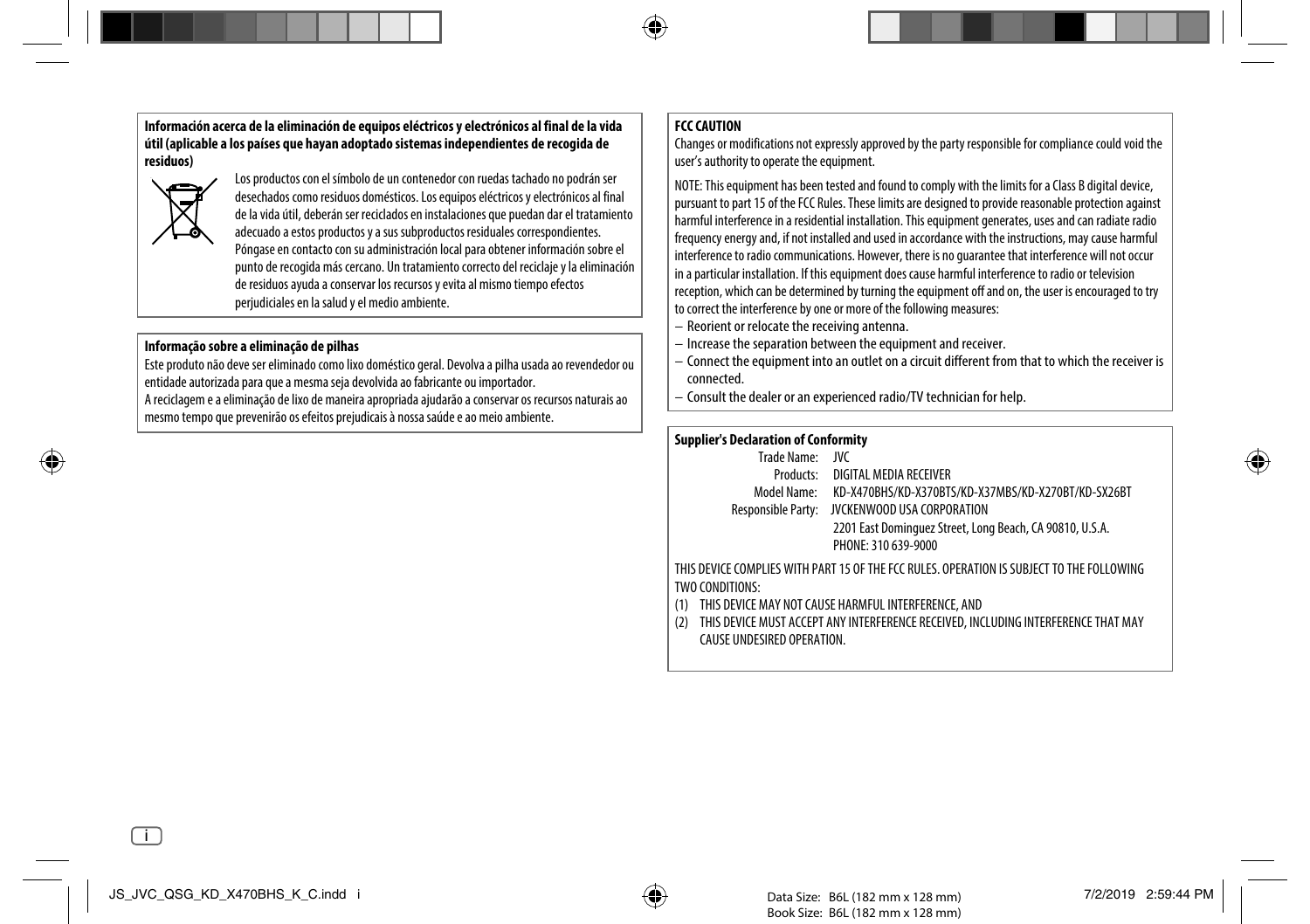**Información acerca de la eliminación de equipos eléctricos y electrónicos al final de la vida útil (aplicable a los países que hayan adoptado sistemas independientes de recogida de residuos)**

Los productos con el símbolo de un contenedor con ruedas tachado no podrán ser desechados como residuos domésticos. Los equipos eléctricos y electrónicos al final de la vida útil, deberán ser reciclados en instalaciones que puedan dar el tratamiento adecuado a estos productos y a sus subproductos residuales correspondientes. Póngase en contacto con su administración local para obtener información sobre el punto de recogida más cercano. Un tratamiento correcto del reciclaje y la eliminación de residuos ayuda a conservar los recursos y evita al mismo tiempo efectos perjudiciales en la salud y el medio ambiente.

**Informação sobre a eliminação de pilhas**

Este produto não deve ser eliminado como lixo doméstico geral. Devolva a pilha usada ao revendedor ou entidade autorizada para que a mesma seja devolvida ao fabricante ou importador.
A reciclagem e a eliminação de lixo de maneira apropriada ajudarão a conservar os recursos naturais ao mesmo tempo que prevenirão os efeitos prejudiciais à nossa saúde e ao meio ambiente.

**FCC CAUTION**

Changes or modifications not expressly approved by the party responsible for compliance could void the user's authority to operate the equipment.

NOTE: This equipment has been tested and found to comply with the limits for a Class B digital device, pursuant to part 15 of the FCC Rules. These limits are designed to provide reasonable protection against harmful interference in a residential installation. This equipment generates, uses and can radiate radio frequency energy and, if not installed and used in accordance with the instructions, may cause harmful interference to radio communications. However, there is no guarantee that interference will not occur in a particular installation. If this equipment does cause harmful interference to radio or television reception, which can be determined by turning the equipment off and on, the user is encouraged to try to correct the interference by one or more of the following measures:

– Reorient or relocate the receiving antenna.
– Increase the separation between the equipment and receiver.
– Connect the equipment into an outlet on a circuit different from that to which the receiver is connected.
– Consult the dealer or an experienced radio/TV technician for help.

**Supplier's Declaration of Conformity**

Trade Name: JVC
Products: DIGITAL MEDIA RECEIVER
Model Name: KD-X470BHS/KD-X370BTS/KD-X37MBS/KD-X270BT/KD-SX26BT
Responsible Party: JVCKENWOOD USA CORPORATION
2201 East Dominguez Street, Long Beach, CA 90810, U.S.A.
PHONE: 310 639-9000

THIS DEVICE COMPLIES WITH PART 15 OF THE FCC RULES. OPERATION IS SUBJECT TO THE FOLLOWING TWO CONDITIONS:

(1) THIS DEVICE MAY NOT CAUSE HARMFUL INTERFERENCE, AND
(2) THIS DEVICE MUST ACCEPT ANY INTERFERENCE RECEIVED, INCLUDING INTERFERENCE THAT MAY CAUSE UNDESIRED OPERATION.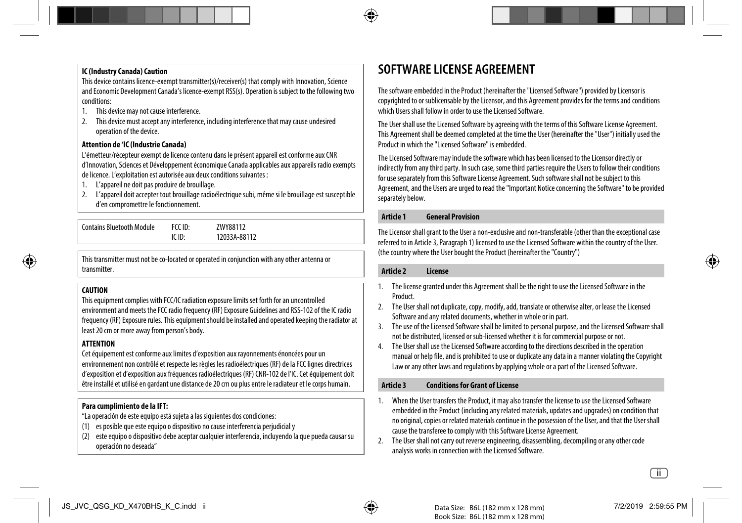**IC (Industry Canada) Caution**

This device contains licence-exempt transmitter(s)/receiver(s) that comply with Innovation, Science and Economic Development Canada's licence-exempt RSS(s). Operation is subject to the following two conditions:

1. This device may not cause interference.
2. This device must accept any interference, including interference that may cause undesired operation of the device.

**Attention de 'IC (Industrie Canada)**

L'émetteur/récepteur exempt de licence contenu dans le présent appareil est conforme aux CNR d'Innovation, Sciences et Développement économique Canada applicables aux appareils radio exempts de licence. L'exploitation est autorisée aux deux conditions suivantes :

1. L'appareil ne doit pas produire de brouillage.
2. L'appareil doit accepter tout brouillage radioélectrique subi, même si le brouillage est susceptible d'en compromettre le fonctionnement.

| Contains Bluetooth Module | FCC ID: | ZWY88112 |
|---|---|---|
| | IC ID: | 12033A-88112 |

This transmitter must not be co-located or operated in conjunction with any other antenna or transmitter.

**CAUTION**

This equipment complies with FCC/IC radiation exposure limits set forth for an uncontrolled environment and meets the FCC radio frequency (RF) Exposure Guidelines and RSS-102 of the IC radio frequency (RF) Exposure rules. This equipment should be installed and operated keeping the radiator at least 20 cm or more away from person's body.

**ATTENTION**

Cet équipement est conforme aux limites d'exposition aux rayonnements énoncées pour un environnement non contrôlé et respecte les règles les radioélectriques (RF) de la FCC lignes directrices d'exposition et d'exposition aux fréquences radioélectriques (RF) CNR-102 de l'IC. Cet équipement doit être installé et utilisé en gardant une distance de 20 cm ou plus entre le radiateur et le corps humain.

**Para cumplimiento de la IFT:**

"La operación de este equipo está sujeta a las siguientes dos condiciones:

(1) es posible que este equipo o dispositivo no cause interferencia perjudicial y
(2) este equipo o dispositivo debe aceptar cualquier interferencia, incluyendo la que pueda causar su operación no deseada"

# SOFTWARE LICENSE AGREEMENT

The software embedded in the Product (hereinafter the "Licensed Software") provided by Licensor is copyrighted to or sublicensable by the Licensor, and this Agreement provides for the terms and conditions which Users shall follow in order to use the Licensed Software.

The User shall use the Licensed Software by agreeing with the terms of this Software License Agreement. This Agreement shall be deemed completed at the time the User (hereinafter the "User") initially used the Product in which the "Licensed Software" is embedded.

The Licensed Software may include the software which has been licensed to the Licensor directly or indirectly from any third party. In such case, some third parties require the Users to follow their conditions for use separately from this Software License Agreement. Such software shall not be subject to this Agreement, and the Users are urged to read the "Important Notice concerning the Software" to be provided separately below.

## Article 1 General Provision

The Licensor shall grant to the User a non-exclusive and non-transferable (other than the exceptional case referred to in Article 3, Paragraph 1) licensed to use the Licensed Software within the country of the User. (the country where the User bought the Product (hereinafter the "Country")

## Article 2 License

1. The license granted under this Agreement shall be the right to use the Licensed Software in the Product.
2. The User shall not duplicate, copy, modify, add, translate or otherwise alter, or lease the Licensed Software and any related documents, whether in whole or in part.
3. The use of the Licensed Software shall be limited to personal purpose, and the Licensed Software shall not be distributed, licensed or sub-licensed whether it is for commercial purpose or not.
4. The User shall use the Licensed Software according to the directions described in the operation manual or help file, and is prohibited to use or duplicate any data in a manner violating the Copyright Law or any other laws and regulations by applying whole or a part of the Licensed Software.

## Article 3 Conditions for Grant of License

1. When the User transfers the Product, it may also transfer the license to use the Licensed Software embedded in the Product (including any related materials, updates and upgrades) on condition that no original, copies or related materials continue in the possession of the User, and that the User shall cause the transferee to comply with this Software License Agreement.
2. The User shall not carry out reverse engineering, disassembling, decompiling or any other code analysis works in connection with the Licensed Software.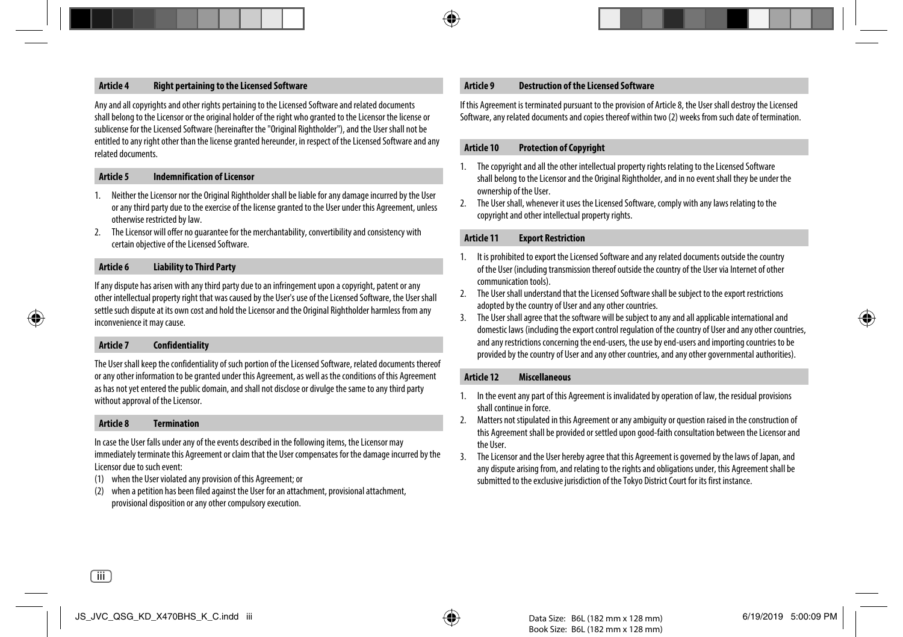## Article 4 Right pertaining to the Licensed Software

Any and all copyrights and other rights pertaining to the Licensed Software and related documents shall belong to the Licensor or the original holder of the right who granted to the Licensor the license or sublicense for the Licensed Software (hereinafter the "Original Rightholder"), and the User shall not be entitled to any right other than the license granted hereunder, in respect of the Licensed Software and any related documents.

## Article 5 Indemnification of Licensor

1. Neither the Licensor nor the Original Rightholder shall be liable for any damage incurred by the User or any third party due to the exercise of the license granted to the User under this Agreement, unless otherwise restricted by law.
2. The Licensor will offer no guarantee for the merchantability, convertibility and consistency with certain objective of the Licensed Software.

## Article 6 Liability to Third Party

If any dispute has arisen with any third party due to an infringement upon a copyright, patent or any other intellectual property right that was caused by the User's use of the Licensed Software, the User shall settle such dispute at its own cost and hold the Licensor and the Original Rightholder harmless from any inconvenience it may cause.

## Article 7 Confidentiality

The User shall keep the confidentiality of such portion of the Licensed Software, related documents thereof or any other information to be granted under this Agreement, as well as the conditions of this Agreement as has not yet entered the public domain, and shall not disclose or divulge the same to any third party without approval of the Licensor.

## Article 8 Termination

In case the User falls under any of the events described in the following items, the Licensor may immediately terminate this Agreement or claim that the User compensates for the damage incurred by the Licensor due to such event:

(1) when the User violated any provision of this Agreement; or
(2) when a petition has been filed against the User for an attachment, provisional attachment, provisional disposition or any other compulsory execution.

## Article 9 Destruction of the Licensed Software

If this Agreement is terminated pursuant to the provision of Article 8, the User shall destroy the Licensed Software, any related documents and copies thereof within two (2) weeks from such date of termination.

## Article 10 Protection of Copyright

1. The copyright and all the other intellectual property rights relating to the Licensed Software shall belong to the Licensor and the Original Rightholder, and in no event shall they be under the ownership of the User.
2. The User shall, whenever it uses the Licensed Software, comply with any laws relating to the copyright and other intellectual property rights.

## Article 11 Export Restriction

1. It is prohibited to export the Licensed Software and any related documents outside the country of the User (including transmission thereof outside the country of the User via Internet of other communication tools).
2. The User shall understand that the Licensed Software shall be subject to the export restrictions adopted by the country of User and any other countries.
3. The User shall agree that the software will be subject to any and all applicable international and domestic laws (including the export control regulation of the country of User and any other countries, and any restrictions concerning the end-users, the use by end-users and importing countries to be provided by the country of User and any other countries, and any other governmental authorities).

## Article 12 Miscellaneous

1. In the event any part of this Agreement is invalidated by operation of law, the residual provisions shall continue in force.
2. Matters not stipulated in this Agreement or any ambiguity or question raised in the construction of this Agreement shall be provided or settled upon good-faith consultation between the Licensor and the User.
3. The Licensor and the User hereby agree that this Agreement is governed by the laws of Japan, and any dispute arising from, and relating to the rights and obligations under, this Agreement shall be submitted to the exclusive jurisdiction of the Tokyo District Court for its first instance.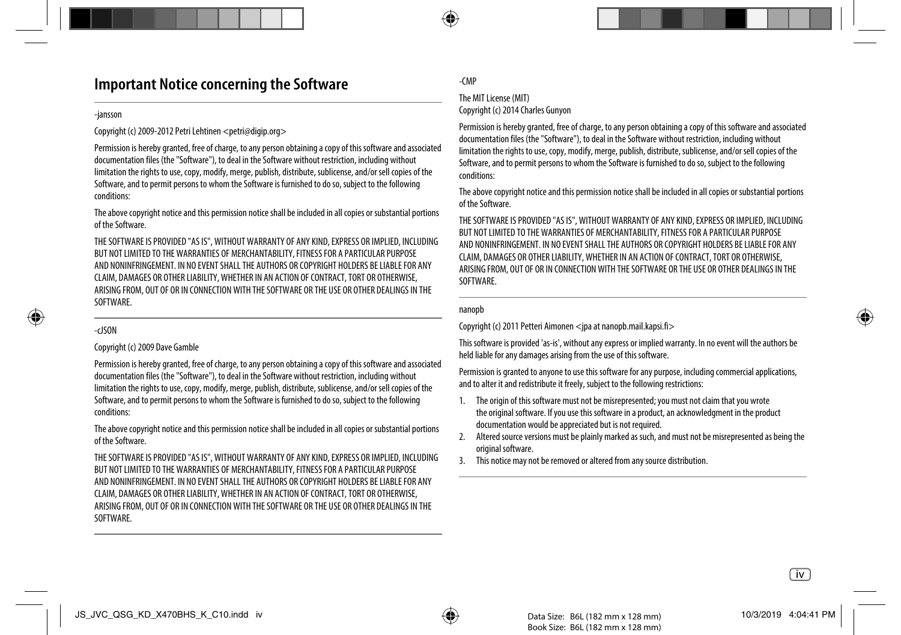## Important Notice concerning the Software

-jansson

Copyright (c) 2009-2012 Petri Lehtinen <petri@digip.org>

Permission is hereby granted, free of charge, to any person obtaining a copy of this software and associated documentation files (the "Software"), to deal in the Software without restriction, including without limitation the rights to use, copy, modify, merge, publish, distribute, sublicense, and/or sell copies of the Software, and to permit persons to whom the Software is furnished to do so, subject to the following conditions:

The above copyright notice and this permission notice shall be included in all copies or substantial portions of the Software.

THE SOFTWARE IS PROVIDED "AS IS", WITHOUT WARRANTY OF ANY KIND, EXPRESS OR IMPLIED, INCLUDING BUT NOT LIMITED TO THE WARRANTIES OF MERCHANTABILITY, FITNESS FOR A PARTICULAR PURPOSE AND NONINFRINGEMENT. IN NO EVENT SHALL THE AUTHORS OR COPYRIGHT HOLDERS BE LIABLE FOR ANY CLAIM, DAMAGES OR OTHER LIABILITY, WHETHER IN AN ACTION OF CONTRACT, TORT OR OTHERWISE, ARISING FROM, OUT OF OR IN CONNECTION WITH THE SOFTWARE OR THE USE OR OTHER DEALINGS IN THE SOFTWARE.

-cJSON

Copyright (c) 2009 Dave Gamble

Permission is hereby granted, free of charge, to any person obtaining a copy of this software and associated documentation files (the "Software"), to deal in the Software without restriction, including without limitation the rights to use, copy, modify, merge, publish, distribute, sublicense, and/or sell copies of the Software, and to permit persons to whom the Software is furnished to do so, subject to the following conditions:

The above copyright notice and this permission notice shall be included in all copies or substantial portions of the Software.

THE SOFTWARE IS PROVIDED "AS IS", WITHOUT WARRANTY OF ANY KIND, EXPRESS OR IMPLIED, INCLUDING BUT NOT LIMITED TO THE WARRANTIES OF MERCHANTABILITY, FITNESS FOR A PARTICULAR PURPOSE AND NONINFRINGEMENT. IN NO EVENT SHALL THE AUTHORS OR COPYRIGHT HOLDERS BE LIABLE FOR ANY CLAIM, DAMAGES OR OTHER LIABILITY, WHETHER IN AN ACTION OF CONTRACT, TORT OR OTHERWISE, ARISING FROM, OUT OF OR IN CONNECTION WITH THE SOFTWARE OR THE USE OR OTHER DEALINGS IN THE SOFTWARE.

-CMP

The MIT License (MIT)
Copyright (c) 2014 Charles Gunyon

Permission is hereby granted, free of charge, to any person obtaining a copy of this software and associated documentation files (the "Software"), to deal in the Software without restriction, including without limitation the rights to use, copy, modify, merge, publish, distribute, sublicense, and/or sell copies of the Software, and to permit persons to whom the Software is furnished to do so, subject to the following conditions:

The above copyright notice and this permission notice shall be included in all copies or substantial portions of the Software.

THE SOFTWARE IS PROVIDED "AS IS", WITHOUT WARRANTY OF ANY KIND, EXPRESS OR IMPLIED, INCLUDING BUT NOT LIMITED TO THE WARRANTIES OF MERCHANTABILITY, FITNESS FOR A PARTICULAR PURPOSE AND NONINFRINGEMENT. IN NO EVENT SHALL THE AUTHORS OR COPYRIGHT HOLDERS BE LIABLE FOR ANY CLAIM, DAMAGES OR OTHER LIABILITY, WHETHER IN AN ACTION OF CONTRACT, TORT OR OTHERWISE, ARISING FROM, OUT OF OR IN CONNECTION WITH THE SOFTWARE OR THE USE OR OTHER DEALINGS IN THE SOFTWARE.

nanopb

Copyright (c) 2011 Petteri Aimonen <jpa at nanopb.mail.kapsi.fi>

This software is provided 'as-is', without any express or implied warranty. In no event will the authors be held liable for any damages arising from the use of this software.

Permission is granted to anyone to use this software for any purpose, including commercial applications, and to alter it and redistribute it freely, subject to the following restrictions:

1. The origin of this software must not be misrepresented; you must not claim that you wrote the original software. If you use this software in a product, an acknowledgment in the product documentation would be appreciated but is not required.
2. Altered source versions must be plainly marked as such, and must not be misrepresented as being the original software.
3. This notice may not be removed or altered from any source distribution.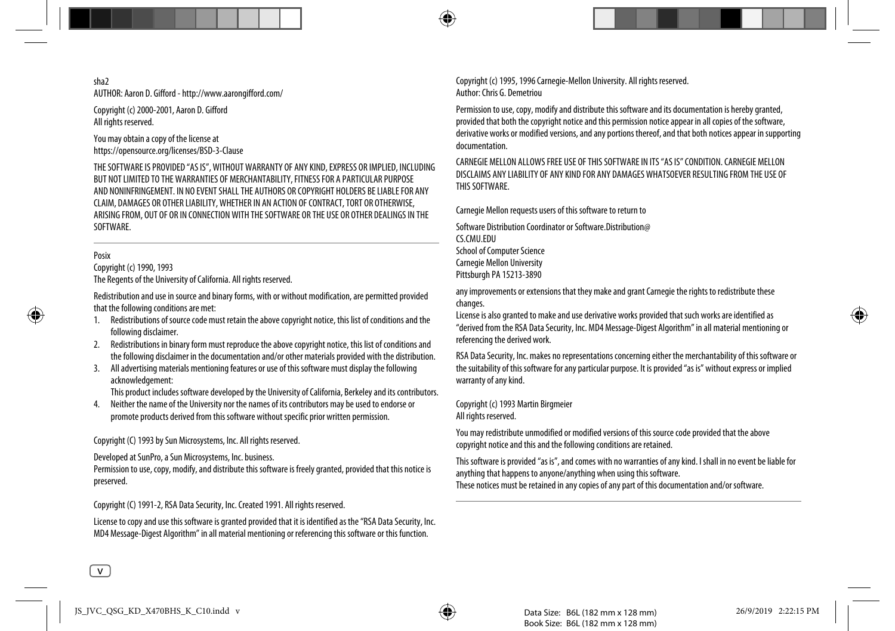sha2
AUTHOR: Aaron D. Gifford - http://www.aarongifford.com/

Copyright (c) 2000-2001, Aaron D. Gifford
All rights reserved.

You may obtain a copy of the license at
https://opensource.org/licenses/BSD-3-Clause

THE SOFTWARE IS PROVIDED "AS IS", WITHOUT WARRANTY OF ANY KIND, EXPRESS OR IMPLIED, INCLUDING BUT NOT LIMITED TO THE WARRANTIES OF MERCHANTABILITY, FITNESS FOR A PARTICULAR PURPOSE AND NONINFRINGEMENT. IN NO EVENT SHALL THE AUTHORS OR COPYRIGHT HOLDERS BE LIABLE FOR ANY CLAIM, DAMAGES OR OTHER LIABILITY, WHETHER IN AN ACTION OF CONTRACT, TORT OR OTHERWISE, ARISING FROM, OUT OF OR IN CONNECTION WITH THE SOFTWARE OR THE USE OR OTHER DEALINGS IN THE SOFTWARE.

---

Posix
Copyright (c) 1990, 1993
The Regents of the University of California. All rights reserved.

Redistribution and use in source and binary forms, with or without modification, are permitted provided that the following conditions are met:

1. Redistributions of source code must retain the above copyright notice, this list of conditions and the following disclaimer.
2. Redistributions in binary form must reproduce the above copyright notice, this list of conditions and the following disclaimer in the documentation and/or other materials provided with the distribution.
3. All advertising materials mentioning features or use of this software must display the following acknowledgement:
   This product includes software developed by the University of California, Berkeley and its contributors.
4. Neither the name of the University nor the names of its contributors may be used to endorse or promote products derived from this software without specific prior written permission.

Copyright (C) 1993 by Sun Microsystems, Inc. All rights reserved.

Developed at SunPro, a Sun Microsystems, Inc. business.
Permission to use, copy, modify, and distribute this software is freely granted, provided that this notice is preserved.

Copyright (C) 1991-2, RSA Data Security, Inc. Created 1991. All rights reserved.

License to copy and use this software is granted provided that it is identified as the "RSA Data Security, Inc. MD4 Message-Digest Algorithm" in all material mentioning or referencing this software or this function.

Copyright (c) 1995, 1996 Carnegie-Mellon University. All rights reserved.
Author: Chris G. Demetriou

Permission to use, copy, modify and distribute this software and its documentation is hereby granted, provided that both the copyright notice and this permission notice appear in all copies of the software, derivative works or modified versions, and any portions thereof, and that both notices appear in supporting documentation.

CARNEGIE MELLON ALLOWS FREE USE OF THIS SOFTWARE IN ITS "AS IS" CONDITION. CARNEGIE MELLON DISCLAIMS ANY LIABILITY OF ANY KIND FOR ANY DAMAGES WHATSOEVER RESULTING FROM THE USE OF THIS SOFTWARE.

Carnegie Mellon requests users of this software to return to

Software Distribution Coordinator or Software.Distribution@
CS.CMU.EDU
School of Computer Science
Carnegie Mellon University
Pittsburgh PA 15213-3890

any improvements or extensions that they make and grant Carnegie the rights to redistribute these changes.
License is also granted to make and use derivative works provided that such works are identified as "derived from the RSA Data Security, Inc. MD4 Message-Digest Algorithm" in all material mentioning or referencing the derived work.

RSA Data Security, Inc. makes no representations concerning either the merchantability of this software or the suitability of this software for any particular purpose. It is provided "as is" without express or implied warranty of any kind.

Copyright (c) 1993 Martin Birgmeier
All rights reserved.

You may redistribute unmodified or modified versions of this source code provided that the above copyright notice and this and the following conditions are retained.

This software is provided "as is", and comes with no warranties of any kind. I shall in no event be liable for anything that happens to anyone/anything when using this software.
These notices must be retained in any copies of any part of this documentation and/or software.

---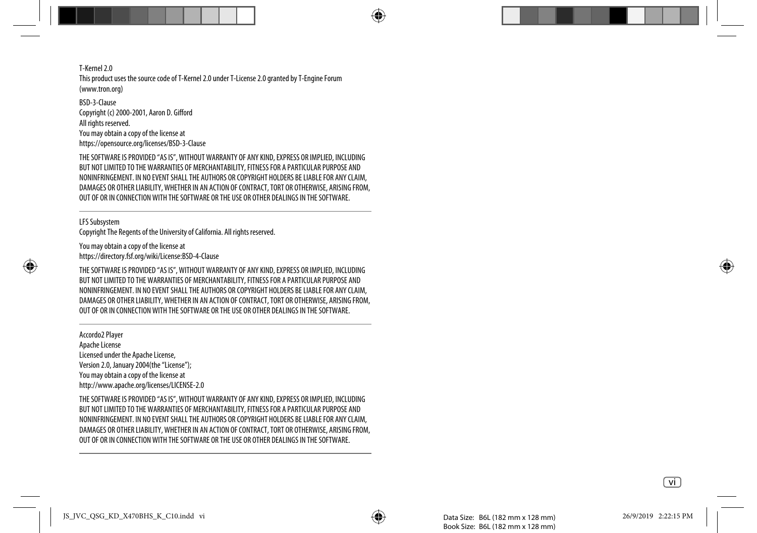T-Kernel 2.0

This product uses the source code of T-Kernel 2.0 under T-License 2.0 granted by T-Engine Forum (www.tron.org)

BSD-3-Clause

Copyright (c) 2000-2001, Aaron D. Gifford

All rights reserved.

You may obtain a copy of the license at

https://opensource.org/licenses/BSD-3-Clause

THE SOFTWARE IS PROVIDED "AS IS", WITHOUT WARRANTY OF ANY KIND, EXPRESS OR IMPLIED, INCLUDING BUT NOT LIMITED TO THE WARRANTIES OF MERCHANTABILITY, FITNESS FOR A PARTICULAR PURPOSE AND NONINFRINGEMENT. IN NO EVENT SHALL THE AUTHORS OR COPYRIGHT HOLDERS BE LIABLE FOR ANY CLAIM, DAMAGES OR OTHER LIABILITY, WHETHER IN AN ACTION OF CONTRACT, TORT OR OTHERWISE, ARISING FROM, OUT OF OR IN CONNECTION WITH THE SOFTWARE OR THE USE OR OTHER DEALINGS IN THE SOFTWARE.

---

LFS Subsystem

Copyright The Regents of the University of California. All rights reserved.

You may obtain a copy of the license at

https://directory.fsf.org/wiki/License:BSD-4-Clause

THE SOFTWARE IS PROVIDED "AS IS", WITHOUT WARRANTY OF ANY KIND, EXPRESS OR IMPLIED, INCLUDING BUT NOT LIMITED TO THE WARRANTIES OF MERCHANTABILITY, FITNESS FOR A PARTICULAR PURPOSE AND NONINFRINGEMENT. IN NO EVENT SHALL THE AUTHORS OR COPYRIGHT HOLDERS BE LIABLE FOR ANY CLAIM, DAMAGES OR OTHER LIABILITY, WHETHER IN AN ACTION OF CONTRACT, TORT OR OTHERWISE, ARISING FROM, OUT OF OR IN CONNECTION WITH THE SOFTWARE OR THE USE OR OTHER DEALINGS IN THE SOFTWARE.

---

Accordo2 Player

Apache License

Licensed under the Apache License,

Version 2.0, January 2004(the "License");

You may obtain a copy of the license at

http://www.apache.org/licenses/LICENSE-2.0

THE SOFTWARE IS PROVIDED "AS IS", WITHOUT WARRANTY OF ANY KIND, EXPRESS OR IMPLIED, INCLUDING BUT NOT LIMITED TO THE WARRANTIES OF MERCHANTABILITY, FITNESS FOR A PARTICULAR PURPOSE AND NONINFRINGEMENT. IN NO EVENT SHALL THE AUTHORS OR COPYRIGHT HOLDERS BE LIABLE FOR ANY CLAIM, DAMAGES OR OTHER LIABILITY, WHETHER IN AN ACTION OF CONTRACT, TORT OR OTHERWISE, ARISING FROM, OUT OF OR IN CONNECTION WITH THE SOFTWARE OR THE USE OR OTHER DEALINGS IN THE SOFTWARE.

---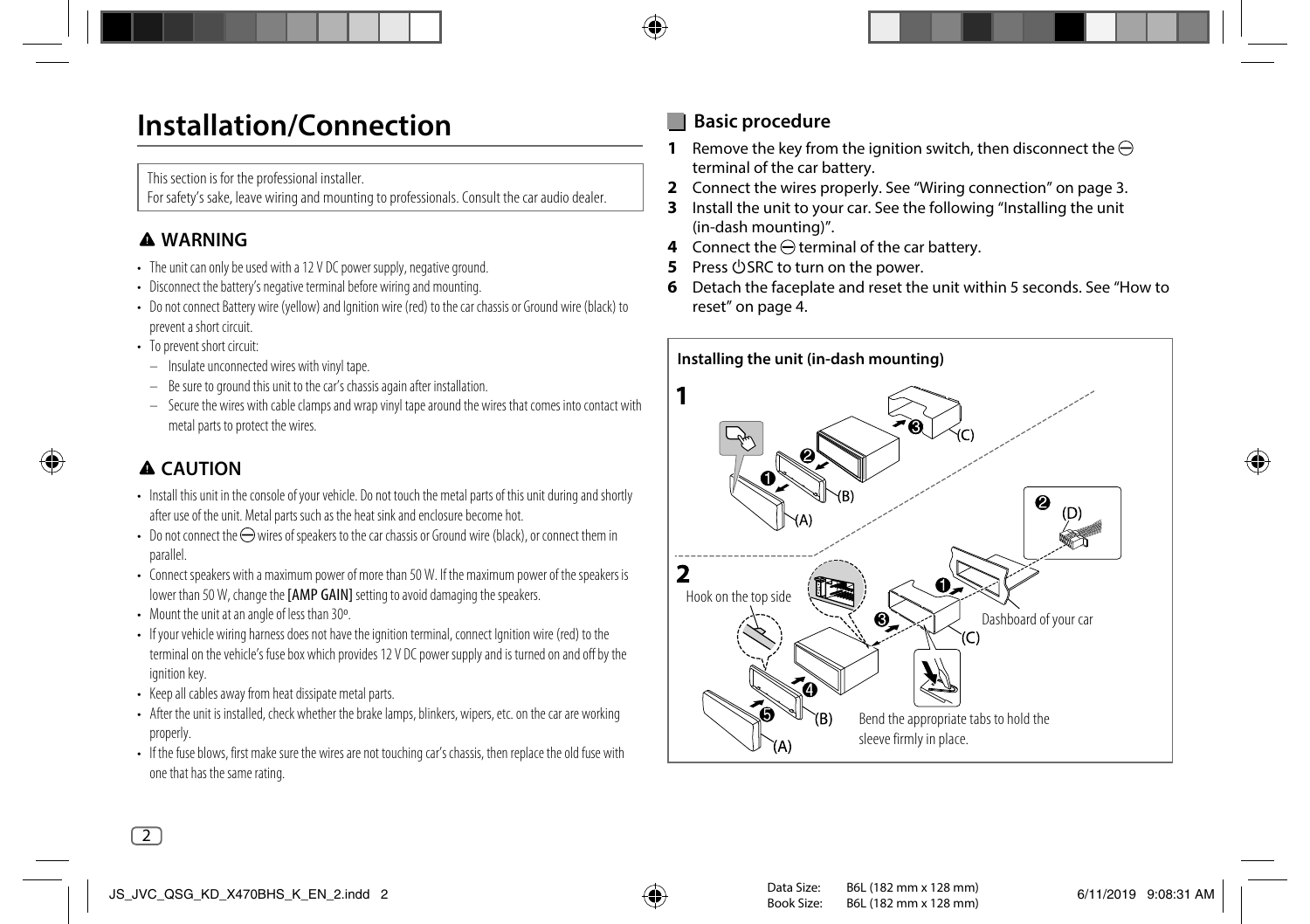# Installation/Connection

This section is for the professional installer.
For safety's sake, leave wiring and mounting to professionals. Consult the car audio dealer.

## ⚠ WARNING

- The unit can only be used with a 12 V DC power supply, negative ground.
- Disconnect the battery's negative terminal before wiring and mounting.
- Do not connect Battery wire (yellow) and Ignition wire (red) to the car chassis or Ground wire (black) to prevent a short circuit.
- To prevent short circuit:
  - Insulate unconnected wires with vinyl tape.
  - Be sure to ground this unit to the car's chassis again after installation.
  - Secure the wires with cable clamps and wrap vinyl tape around the wires that comes into contact with metal parts to protect the wires.

## ⚠ CAUTION

- Install this unit in the console of your vehicle. Do not touch the metal parts of this unit during and shortly after use of the unit. Metal parts such as the heat sink and enclosure become hot.
- Do not connect the ⊖ wires of speakers to the car chassis or Ground wire (black), or connect them in parallel.
- Connect speakers with a maximum power of more than 50 W. If the maximum power of the speakers is lower than 50 W, change the [AMP GAIN] setting to avoid damaging the speakers.
- Mount the unit at an angle of less than 30º.
- If your vehicle wiring harness does not have the ignition terminal, connect Ignition wire (red) to the terminal on the vehicle's fuse box which provides 12 V DC power supply and is turned on and off by the ignition key.
- Keep all cables away from heat dissipate metal parts.
- After the unit is installed, check whether the brake lamps, blinkers, wipers, etc. on the car are working properly.
- If the fuse blows, first make sure the wires are not touching car's chassis, then replace the old fuse with one that has the same rating.

## Basic procedure

1. Remove the key from the ignition switch, then disconnect the ⊖ terminal of the car battery.
2. Connect the wires properly. See "Wiring connection" on page 3.
3. Install the unit to your car. See the following "Installing the unit (in-dash mounting)".
4. Connect the ⊖ terminal of the car battery.
5. Press ⏻SRC to turn on the power.
6. Detach the faceplate and reset the unit within 5 seconds. See "How to reset" on page 4.

### Installing the unit (in-dash mounting)

**1**

❶ (A) ❷ (B) ❸ (C)

**2**

❶ ❷ (D) ❸ (C) ❹ ❺ (B) (A)

Hook on the top side

Dashboard of your car

Bend the appropriate tabs to hold the sleeve firmly in place.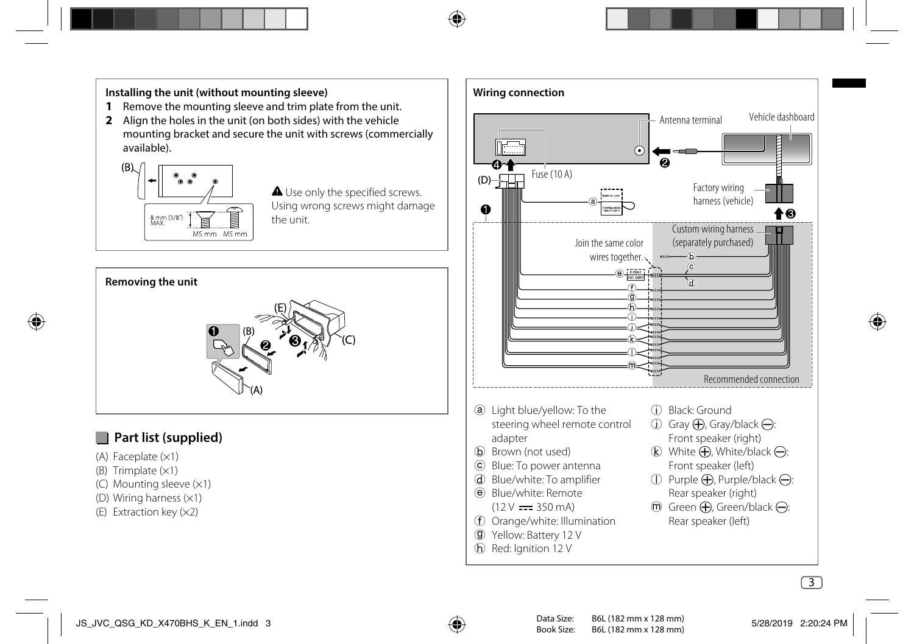**Installing the unit (without mounting sleeve)**

1. Remove the mounting sleeve and trim plate from the unit.
2. Align the holes in the unit (on both sides) with the vehicle mounting bracket and secure the unit with screws (commercially available).

(B)

8 mm (3/8") MAX.

M5 mm M5 mm

⚠ Use only the specified screws. Using wrong screws might damage the unit.

**Removing the unit**

(E) (B) (C) (A)

## Part list (supplied)

(A) Faceplate (×1)
(B) Trimplate (×1)
(C) Mounting sleeve (×1)
(D) Wiring harness (×1)
(E) Extraction key (×2)

**Wiring connection**

Antenna terminal

Vehicle dashboard

Fuse (10 A)

(D)

Factory wiring harness (vehicle)

Custom wiring harness (separately purchased)

Join the same color wires together.

Recommended connection

ⓐ Light blue/yellow: To the steering wheel remote control adapter
ⓑ Brown (not used)
ⓒ Blue: To power antenna
ⓓ Blue/white: To amplifier
ⓔ Blue/white: Remote (12 V ⎓ 350 mA)
ⓕ Orange/white: Illumination
ⓖ Yellow: Battery 12 V
ⓗ Red: Ignition 12 V
ⓘ Black: Ground
ⓙ Gray ⊕, Gray/black ⊖: Front speaker (right)
ⓚ White ⊕, White/black ⊖: Front speaker (left)
ⓛ Purple ⊕, Purple/black ⊖: Rear speaker (right)
ⓜ Green ⊕, Green/black ⊖: Rear speaker (left)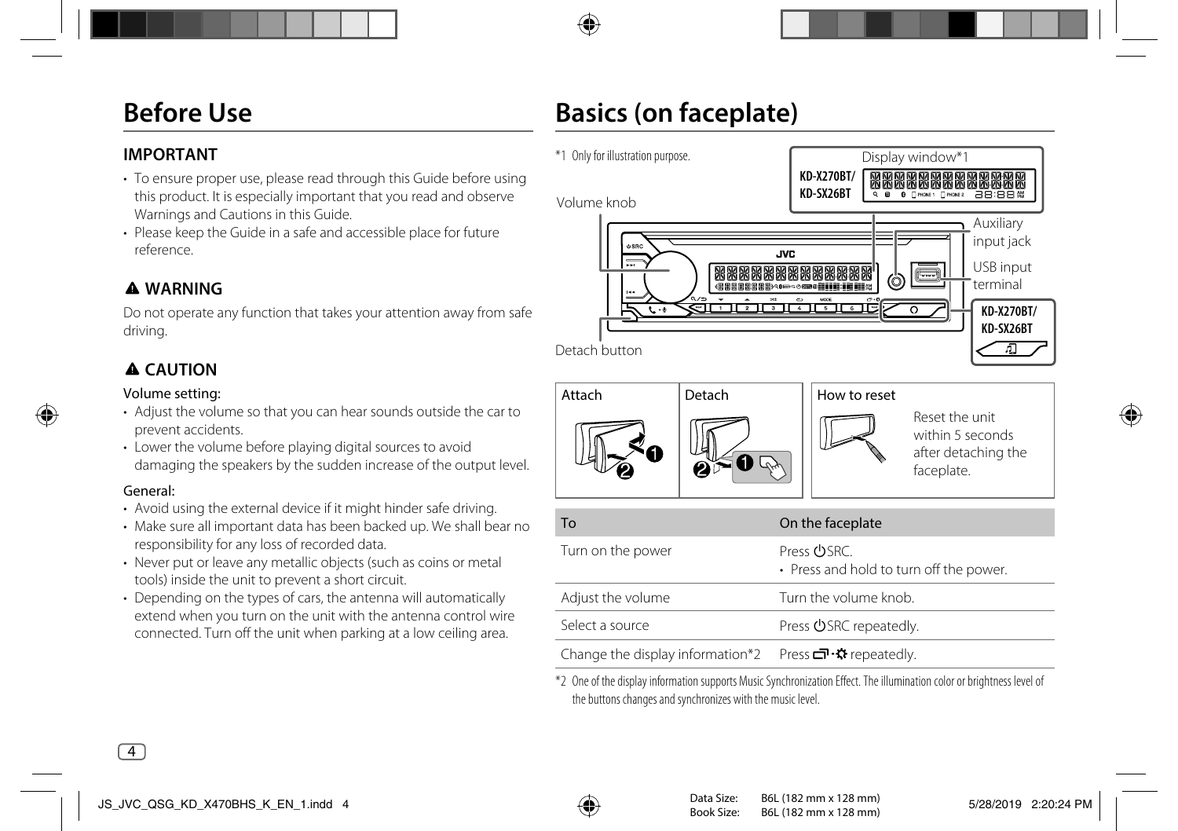# Before Use

## IMPORTANT

- To ensure proper use, please read through this Guide before using this product. It is especially important that you read and observe Warnings and Cautions in this Guide.
- Please keep the Guide in a safe and accessible place for future reference.

## ⚠ WARNING

Do not operate any function that takes your attention away from safe driving.

## ⚠ CAUTION

Volume setting:

- Adjust the volume so that you can hear sounds outside the car to prevent accidents.
- Lower the volume before playing digital sources to avoid damaging the speakers by the sudden increase of the output level.

General:

- Avoid using the external device if it might hinder safe driving.
- Make sure all important data has been backed up. We shall bear no responsibility for any loss of recorded data.
- Never put or leave any metallic objects (such as coins or metal tools) inside the unit to prevent a short circuit.
- Depending on the types of cars, the antenna will automatically extend when you turn on the unit with the antenna control wire connected. Turn off the unit when parking at a low ceiling area.

# Basics (on faceplate)

*1 Only for illustration purpose.

Display window*1

**KD-X270BT/ KD-SX26BT**

Volume knob

Auxiliary input jack

USB input terminal

**KD-X270BT/ KD-SX26BT**

Detach button

Attach

Detach

How to reset

Reset the unit within 5 seconds after detaching the faceplate.

| To | On the faceplate |
|---|---|
| Turn on the power | Press ⏻SRC.<br>• Press and hold to turn off the power. |
| Adjust the volume | Turn the volume knob. |
| Select a source | Press ⏻SRC repeatedly. |
| Change the display information*2 | Press ▭·☼ repeatedly. |

*2 One of the display information supports Music Synchronization Effect. The illumination color or brightness level of the buttons changes and synchronizes with the music level.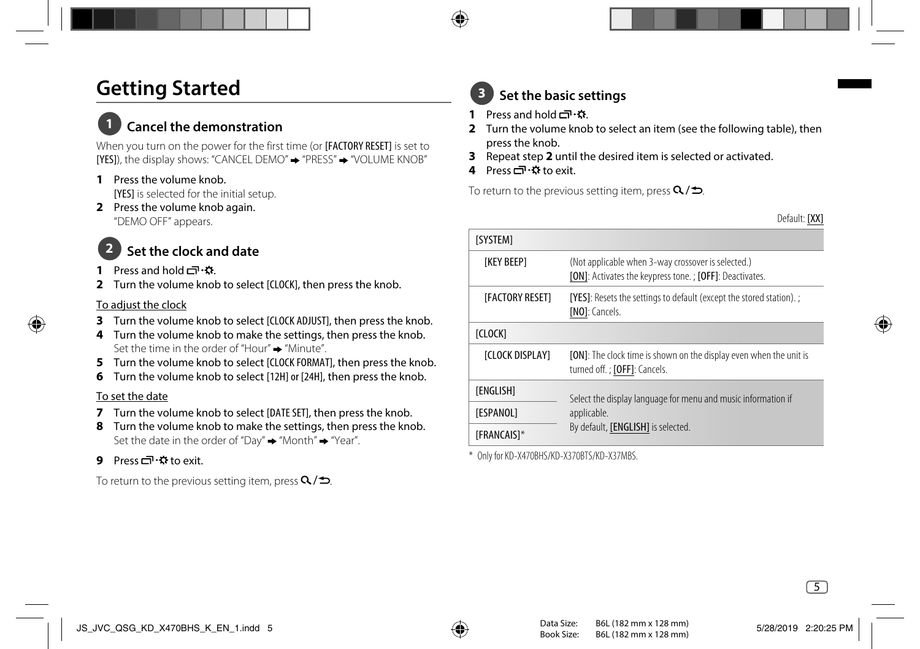# Getting Started

## 1 Cancel the demonstration

When you turn on the power for the first time (or [FACTORY RESET] is set to [YES]), the display shows: "CANCEL DEMO" ➡ "PRESS" ➡ "VOLUME KNOB"

1. **Press the volume knob.**
   [YES] is selected for the initial setup.
2. **Press the volume knob again.**
   "DEMO OFF" appears.

## 2 Set the clock and date

1. **Press and hold ⧉·✲.**
2. **Turn the volume knob to select [CLOCK], then press the knob.**

To adjust the clock

3. **Turn the volume knob to select [CLOCK ADJUST], then press the knob.**
4. **Turn the volume knob to make the settings, then press the knob.**
   Set the time in the order of "Hour" ➡ "Minute".
5. **Turn the volume knob to select [CLOCK FORMAT], then press the knob.**
6. **Turn the volume knob to select [12H] or [24H], then press the knob.**

To set the date

7. **Turn the volume knob to select [DATE SET], then press the knob.**
8. **Turn the volume knob to make the settings, then press the knob.**
   Set the date in the order of "Day" ➡ "Month" ➡ "Year".
9. **Press ⧉·✲ to exit.**

To return to the previous setting item, press 🔍/↩.

## 3 Set the basic settings

1. **Press and hold ⧉·✲.**
2. **Turn the volume knob to select an item (see the following table), then press the knob.**
3. **Repeat step 2 until the desired item is selected or activated.**
4. **Press ⧉·✲ to exit.**

To return to the previous setting item, press 🔍/↩.

Default: [XX]

| [SYSTEM] | |
|---|---|
| [KEY BEEP] | (Not applicable when 3-way crossover is selected.) [ON]: Activates the keypress tone. ; [OFF]: Deactivates. |
| [FACTORY RESET] | [YES]: Resets the settings to default (except the stored station). ; [NO]: Cancels. |
| **[CLOCK]** | |
| [CLOCK DISPLAY] | [ON]: The clock time is shown on the display even when the unit is turned off. ; [OFF]: Cancels. |
| [ENGLISH] | Select the display language for menu and music information if applicable. By default, [ENGLISH] is selected. |
| [ESPANOL] | |
| [FRANCAIS]* | |

\* Only for KD-X470BHS/KD-X370BTS/KD-X37MBS.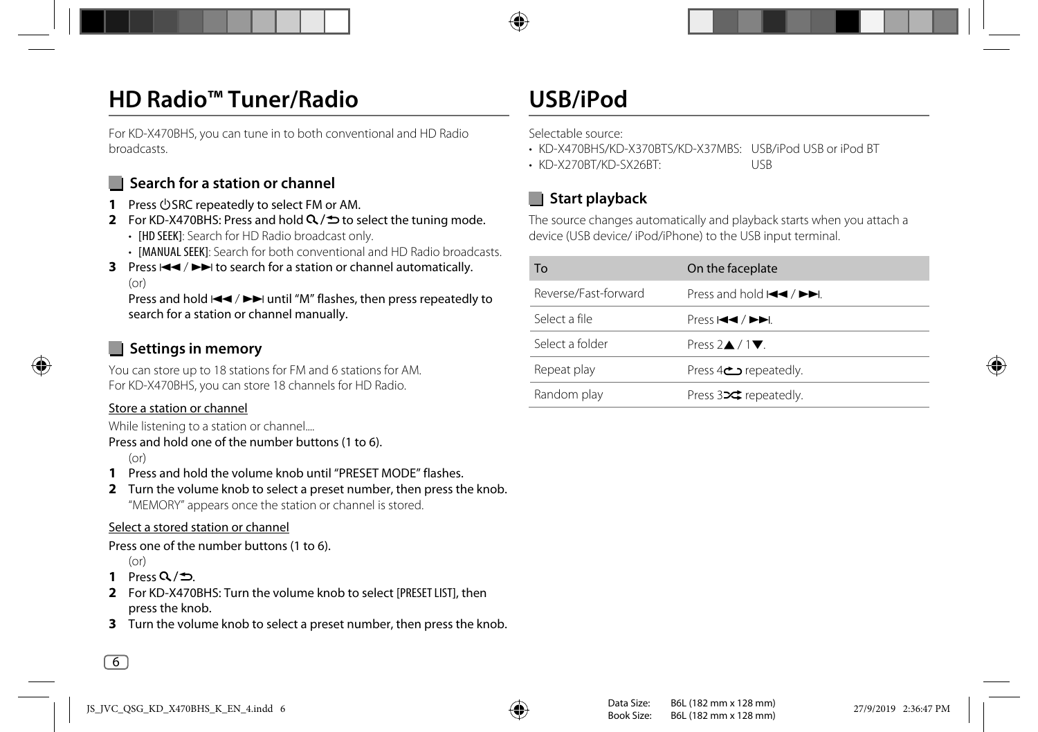# HD Radio™ Tuner/Radio

For KD-X470BHS, you can tune in to both conventional and HD Radio broadcasts.

## Search for a station or channel

**1** Press ⏻SRC repeatedly to select FM or AM.

**2** For KD-X470BHS: Press and hold 🔍/⮌ to select the tuning mode.
- [HD SEEK]: Search for HD Radio broadcast only.
- [MANUAL SEEK]: Search for both conventional and HD Radio broadcasts.

**3** Press ⏮ / ⏭ to search for a station or channel automatically.
(or)
Press and hold ⏮ / ⏭ until "M" flashes, then press repeatedly to search for a station or channel manually.

## Settings in memory

You can store up to 18 stations for FM and 6 stations for AM.
For KD-X470BHS, you can store 18 channels for HD Radio.

<u>Store a station or channel</u>

While listening to a station or channel....

Press and hold one of the number buttons (1 to 6).

(or)

**1** Press and hold the volume knob until "PRESET MODE" flashes.

**2** Turn the volume knob to select a preset number, then press the knob.
"MEMORY" appears once the station or channel is stored.

<u>Select a stored station or channel</u>

Press one of the number buttons (1 to 6).

(or)

**1** Press 🔍/⮌.

**2** For KD-X470BHS: Turn the volume knob to select [PRESET LIST], then press the knob.

**3** Turn the volume knob to select a preset number, then press the knob.

# USB/iPod

Selectable source:
- KD-X470BHS/KD-X370BTS/KD-X37MBS: USB/iPod USB or iPod BT
- KD-X270BT/KD-SX26BT: USB

## Start playback

The source changes automatically and playback starts when you attach a device (USB device/ iPod/iPhone) to the USB input terminal.

| To | On the faceplate |
|---|---|
| Reverse/Fast-forward | Press and hold ⏮ / ⏭. |
| Select a file | Press ⏮ / ⏭. |
| Select a folder | Press 2▲ / 1▼. |
| Repeat play | Press 4🔁 repeatedly. |
| Random play | Press 3🔀 repeatedly. |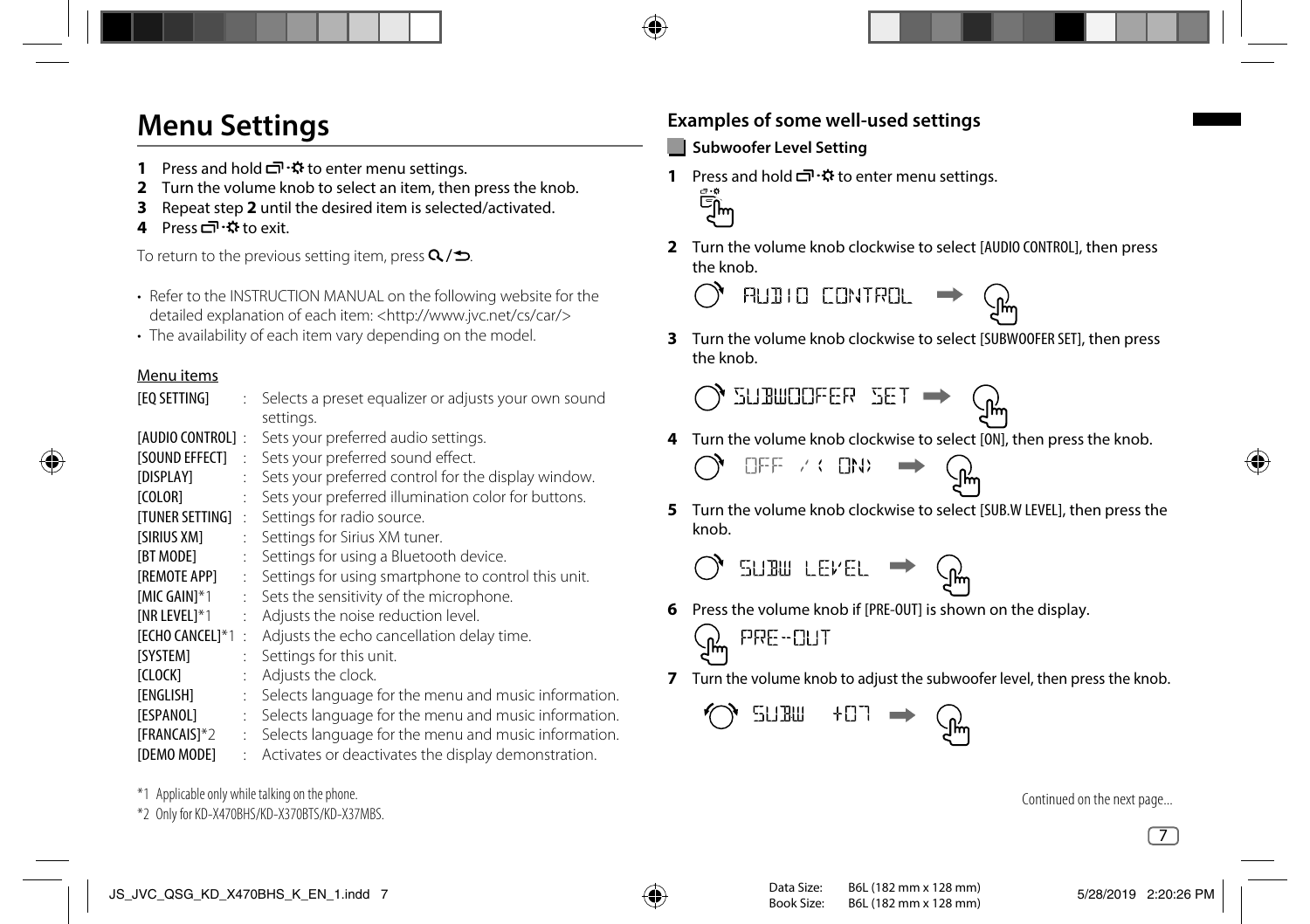# Menu Settings

1. Press and hold ⊡·✿ to enter menu settings.
2. Turn the volume knob to select an item, then press the knob.
3. Repeat step **2** until the desired item is selected/activated.
4. Press ⊡·✿ to exit.

To return to the previous setting item, press Q/⮌.

- Refer to the INSTRUCTION MANUAL on the following website for the detailed explanation of each item: <http://www.jvc.net/cs/car/>
- The availability of each item vary depending on the model.

Menu items

| | | |
|---|---|---|
| [EQ SETTING] | : | Selects a preset equalizer or adjusts your own sound settings. |
| [AUDIO CONTROL] | : | Sets your preferred audio settings. |
| [SOUND EFFECT] | : | Sets your preferred sound effect. |
| [DISPLAY] | : | Sets your preferred control for the display window. |
| [COLOR] | : | Sets your preferred illumination color for buttons. |
| [TUNER SETTING] | : | Settings for radio source. |
| [SIRIUS XM] | : | Settings for Sirius XM tuner. |
| [BT MODE] | : | Settings for using a Bluetooth device. |
| [REMOTE APP] | : | Settings for using smartphone to control this unit. |
| [MIC GAIN]*1 | : | Sets the sensitivity of the microphone. |
| [NR LEVEL]*1 | : | Adjusts the noise reduction level. |
| [ECHO CANCEL]*1 | : | Adjusts the echo cancellation delay time. |
| [SYSTEM] | : | Settings for this unit. |
| [CLOCK] | : | Adjusts the clock. |
| [ENGLISH] | : | Selects language for the menu and music information. |
| [ESPANOL] | : | Selects language for the menu and music information. |
| [FRANCAIS]*2 | : | Selects language for the menu and music information. |
| [DEMO MODE] | : | Activates or deactivates the display demonstration. |

*1 Applicable only while talking on the phone.

*2 Only for KD-X470BHS/KD-X370BTS/KD-X37MBS.

## Examples of some well-used settings

### Subwoofer Level Setting

1. Press and hold ⊡·✿ to enter menu settings.
2. Turn the volume knob clockwise to select [AUDIO CONTROL], then press the knob.

   AUDIO CONTROL

3. Turn the volume knob clockwise to select [SUBWOOFER SET], then press the knob.

   SUBWOOFER SET

4. Turn the volume knob clockwise to select [ON], then press the knob.

   OFF / < ON >

5. Turn the volume knob clockwise to select [SUB.W LEVEL], then press the knob.

   SUBW LEVEL

6. Press the volume knob if [PRE-OUT] is shown on the display.

   PRE-OUT

7. Turn the volume knob to adjust the subwoofer level, then press the knob.

   SUBW +07

Continued on the next page...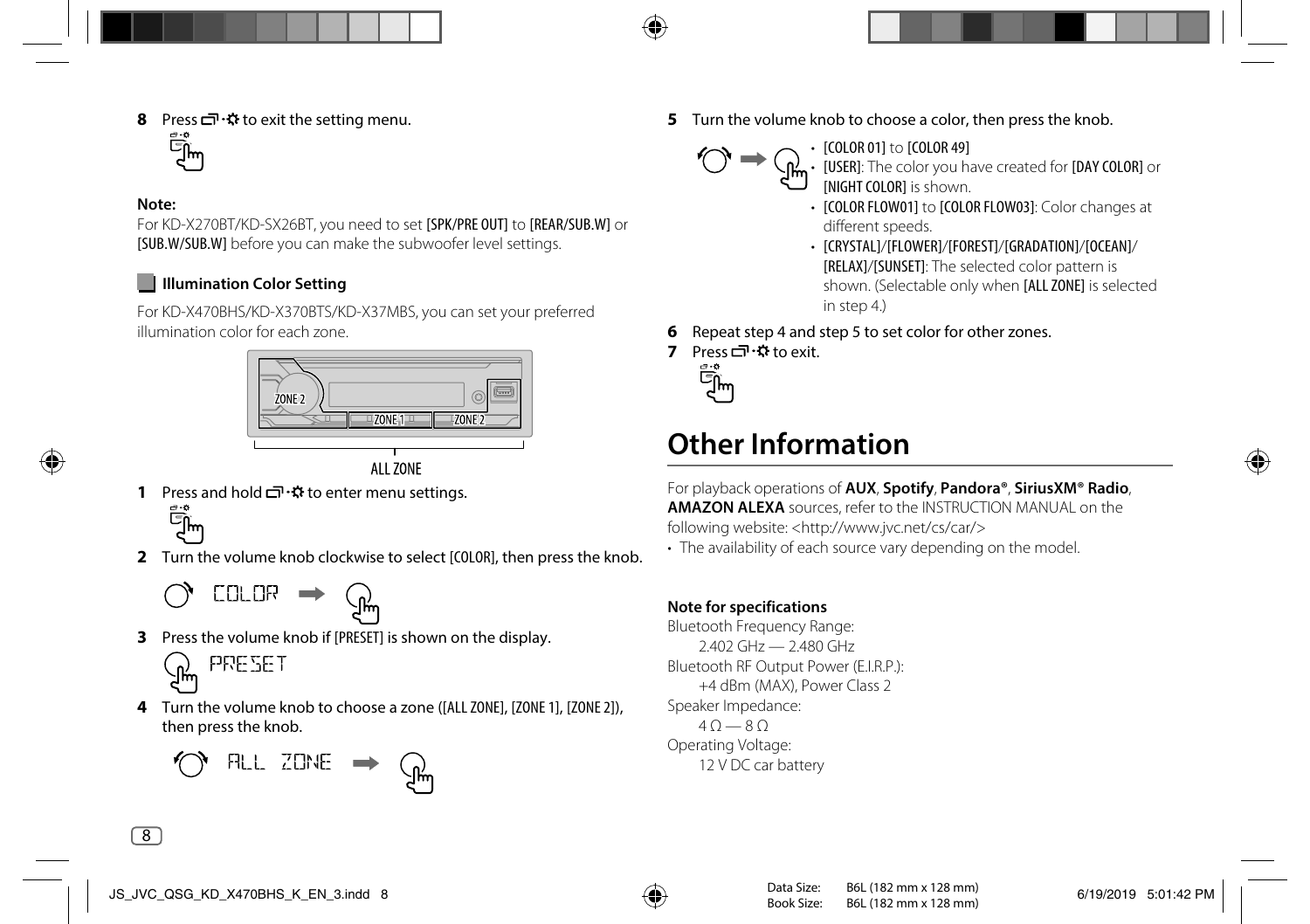**8** Press ☐·☼ to exit the setting menu.

**Note:**

For KD-X270BT/KD-SX26BT, you need to set [SPK/PRE OUT] to [REAR/SUB.W] or [SUB.W/SUB.W] before you can make the subwoofer level settings.

### Illumination Color Setting

For KD-X470BHS/KD-X370BTS/KD-X37MBS, you can set your preferred illumination color for each zone.

ZONE 2 ZONE 1 ZONE 2

ALL ZONE

**1** Press and hold ☐·☼ to enter menu settings.

**2** Turn the volume knob clockwise to select [COLOR], then press the knob.

COLOR

**3** Press the volume knob if [PRESET] is shown on the display.

PRESET

**4** Turn the volume knob to choose a zone ([ALL ZONE], [ZONE 1], [ZONE 2]), then press the knob.

ALL ZONE

**5** Turn the volume knob to choose a color, then press the knob.

- [COLOR 01] to [COLOR 49]
- [USER]: The color you have created for [DAY COLOR] or [NIGHT COLOR] is shown.
- [COLOR FLOW01] to [COLOR FLOW03]: Color changes at different speeds.
- [CRYSTAL]/[FLOWER]/[FOREST]/[GRADATION]/[OCEAN]/[RELAX]/[SUNSET]: The selected color pattern is shown. (Selectable only when [ALL ZONE] is selected in step 4.)

**6** Repeat step 4 and step 5 to set color for other zones.

**7** Press ☐·☼ to exit.

# Other Information

For playback operations of **AUX**, **Spotify**, **Pandora®**, **SiriusXM® Radio**, **AMAZON ALEXA** sources, refer to the INSTRUCTION MANUAL on the following website: <http://www.jvc.net/cs/car/>

- The availability of each source vary depending on the model.

**Note for specifications**

Bluetooth Frequency Range:
2.402 GHz — 2.480 GHz

Bluetooth RF Output Power (E.I.R.P.):
+4 dBm (MAX), Power Class 2

Speaker Impedance:
4 Ω — 8 Ω

Operating Voltage:
12 V DC car battery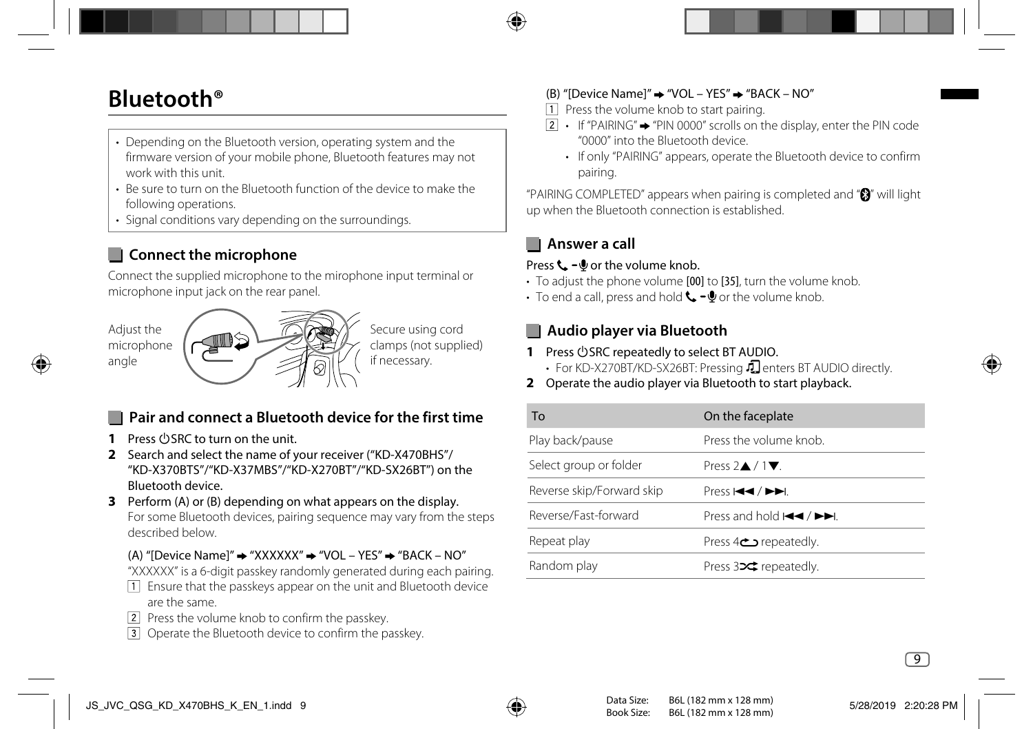# Bluetooth®

- Depending on the Bluetooth version, operating system and the firmware version of your mobile phone, Bluetooth features may not work with this unit.
- Be sure to turn on the Bluetooth function of the device to make the following operations.
- Signal conditions vary depending on the surroundings.

## Connect the microphone

Connect the supplied microphone to the mirophone input terminal or microphone input jack on the rear panel.

Adjust the microphone angle

Secure using cord clamps (not supplied) if necessary.

## Pair and connect a Bluetooth device for the first time

**1** **Press ⏻SRC to turn on the unit.**

**2** **Search and select the name of your receiver ("KD-X470BHS"/ "KD-X370BTS"/"KD-X37MBS"/"KD-X270BT"/"KD-SX26BT") on the Bluetooth device.**

**3** **Perform (A) or (B) depending on what appears on the display.**
For some Bluetooth devices, pairing sequence may vary from the steps described below.

(A) "[Device Name]" ➡ "XXXXXX" ➡ "VOL – YES" ➡ "BACK – NO"

"XXXXXX" is a 6-digit passkey randomly generated during each pairing.

1. Ensure that the passkeys appear on the unit and Bluetooth device are the same.
2. Press the volume knob to confirm the passkey.
3. Operate the Bluetooth device to confirm the passkey.

(B) "[Device Name]" ➡ "VOL – YES" ➡ "BACK – NO"

1. Press the volume knob to start pairing.
2. - If "PAIRING" ➡ "PIN 0000" scrolls on the display, enter the PIN code "0000" into the Bluetooth device.
   - If only "PAIRING" appears, operate the Bluetooth device to confirm pairing.

"PAIRING COMPLETED" appears when pairing is completed and "Ⓑ" will light up when the Bluetooth connection is established.

## Answer a call

**Press 📞 –🎤 or the volume knob.**

- To adjust the phone volume [00] to [35], turn the volume knob.
- To end a call, press and hold 📞 –🎤 or the volume knob.

## Audio player via Bluetooth

**1** **Press ⏻SRC repeatedly to select BT AUDIO.**
- For KD-X270BT/KD-SX26BT: Pressing ♫ enters BT AUDIO directly.

**2** **Operate the audio player via Bluetooth to start playback.**

| To | On the faceplate |
| --- | --- |
| Play back/pause | Press the volume knob. |
| Select group or folder | Press 2▲ / 1▼. |
| Reverse skip/Forward skip | Press ⏮ / ⏭. |
| Reverse/Fast-forward | Press and hold ⏮ / ⏭. |
| Repeat play | Press 4🔁 repeatedly. |
| Random play | Press 3🔀 repeatedly. |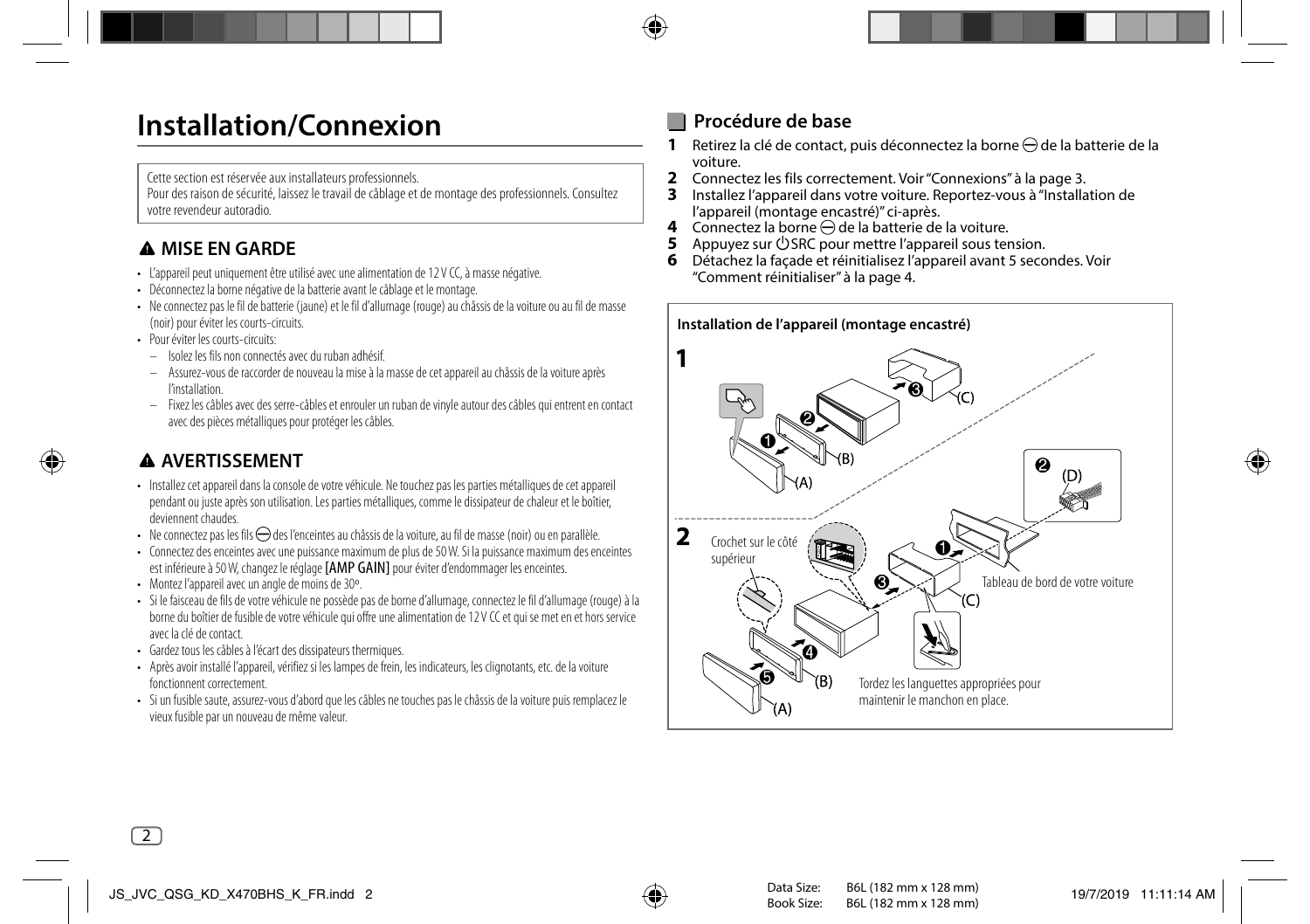# Installation/Connexion

Cette section est réservée aux installateurs professionnels.
Pour des raison de sécurité, laissez le travail de câblage et de montage des professionnels. Consultez votre revendeur autoradio.

## ⚠ MISE EN GARDE

- L'appareil peut uniquement être utilisé avec une alimentation de 12 V CC, à masse négative.
- Déconnectez la borne négative de la batterie avant le câblage et le montage.
- Ne connectez pas le fil de batterie (jaune) et le fil d'allumage (rouge) au châssis de la voiture ou au fil de masse (noir) pour éviter les courts-circuits.
- Pour éviter les courts-circuits:
  - Isolez les fils non connectés avec du ruban adhésif.
  - Assurez-vous de raccorder de nouveau la mise à la masse de cet appareil au châssis de la voiture après l'installation.
  - Fixez les câbles avec des serre-câbles et enrouler un ruban de vinyle autour des câbles qui entrent en contact avec des pièces métalliques pour protéger les câbles.

## ⚠ AVERTISSEMENT

- Installez cet appareil dans la console de votre véhicule. Ne touchez pas les parties métalliques de cet appareil pendant ou juste après son utilisation. Les parties métalliques, comme le dissipateur de chaleur et le boîtier, deviennent chaudes.
- Ne connectez pas les fils ⊖ des l'enceintes au châssis de la voiture, au fil de masse (noir) ou en parallèle.
- Connectez des enceintes avec une puissance maximum de plus de 50 W. Si la puissance maximum des enceintes est inférieure à 50 W, changez le réglage [AMP GAIN] pour éviter d'endommager les enceintes.
- Montez l'appareil avec un angle de moins de 30º.
- Si le faisceau de fils de votre véhicule ne possède pas de borne d'allumage, connectez le fil d'allumage (rouge) à la borne du boîtier de fusible de votre véhicule qui offre une alimentation de 12 V CC et qui se met en et hors service avec la clé de contact.
- Gardez tous les câbles à l'écart des dissipateurs thermiques.
- Après avoir installé l'appareil, vérifiez si les lampes de frein, les indicateurs, les clignotants, etc. de la voiture fonctionnent correctement.
- Si un fusible saute, assurez-vous d'abord que les câbles ne touches pas le châssis de la voiture puis remplacez le vieux fusible par un nouveau de même valeur.

## Procédure de base

1. Retirez la clé de contact, puis déconnectez la borne ⊖ de la batterie de la voiture.
2. Connectez les fils correctement. Voir "Connexions" à la page 3.
3. Installez l'appareil dans votre voiture. Reportez-vous à "Installation de l'appareil (montage encastré)" ci-après.
4. Connectez la borne ⊖ de la batterie de la voiture.
5. Appuyez sur ⏻SRC pour mettre l'appareil sous tension.
6. Détachez la façade et réinitialisez l'appareil avant 5 secondes. Voir "Comment réinitialiser" à la page 4.

**Installation de l'appareil (montage encastré)**

**1**

❶ (A) ❷ (B) ❸ (C)

❷ (D)

**2**

Crochet sur le côté supérieur

❶ ❷ ❸ (C) ❹ (B) ❺ (A)

Tableau de bord de votre voiture

Tordez les languettes appropriées pour maintenir le manchon en place.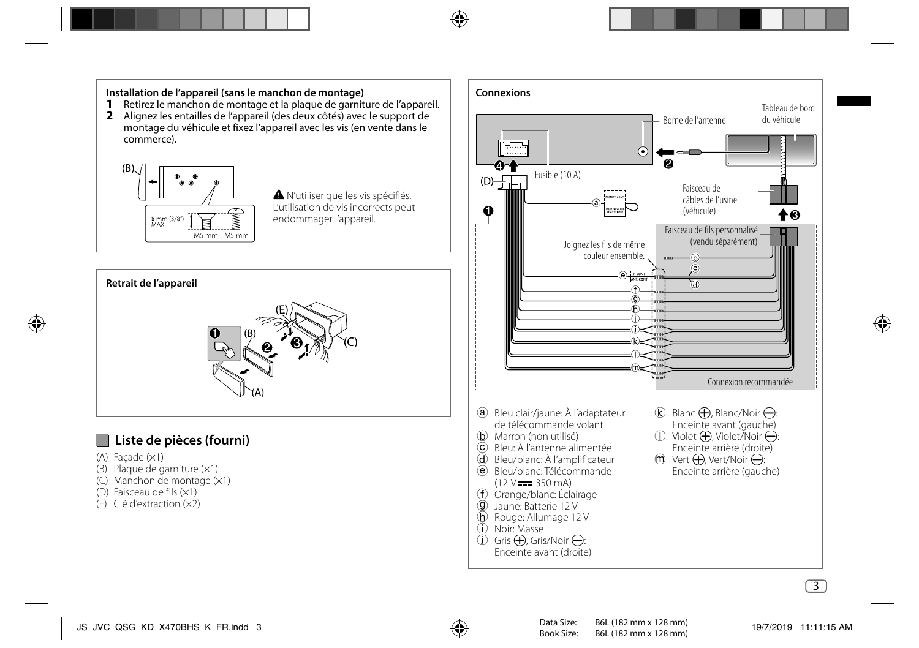**Installation de l'appareil (sans le manchon de montage)**

1. Retirez le manchon de montage et la plaque de garniture de l'appareil.
2. Alignez les entailles de l'appareil (des deux côtés) avec le support de montage du véhicule et fixez l'appareil avec les vis (en vente dans le commerce).

(B)

8 mm (3/8") MAX.

M5 mm M5 mm

⚠ N'utiliser que les vis spécifiés. L'utilisation de vis incorrects peut endommager l'appareil.

**Retrait de l'appareil**

(A) (B) (C) (E)

## Liste de pièces (fourni)

(A) Façade (×1)
(B) Plaque de garniture (×1)
(C) Manchon de montage (×1)
(D) Faisceau de fils (×1)
(E) Clé d'extraction (×2)

**Connexions**

Borne de l'antenne

Tableau de bord du véhicule

Fusible (10 A)

(D)

Faisceau de câbles de l'usine (véhicule)

Faisceau de fils personnalisé (vendu séparément)

Joignez les fils de même couleur ensemble.

Connexion recommandée

ⓐ Bleu clair/jaune: À l'adaptateur de télécommande volant
ⓑ Marron (non utilisé)
ⓒ Bleu: À l'antenne alimentée
ⓓ Bleu/blanc: À l'amplificateur
ⓔ Bleu/blanc: Télécommande (12 V ⎓ 350 mA)
ⓕ Orange/blanc: Éclairage
ⓖ Jaune: Batterie 12 V
ⓗ Rouge: Allumage 12 V
ⓘ Noir: Masse
ⓙ Gris ⊕, Gris/Noir ⊖: Enceinte avant (droite)
ⓚ Blanc ⊕, Blanc/Noir ⊖: Enceinte avant (gauche)
ⓛ Violet ⊕, Violet/Noir ⊖: Enceinte arrière (droite)
ⓜ Vert ⊕, Vert/Noir ⊖: Enceinte arrière (gauche)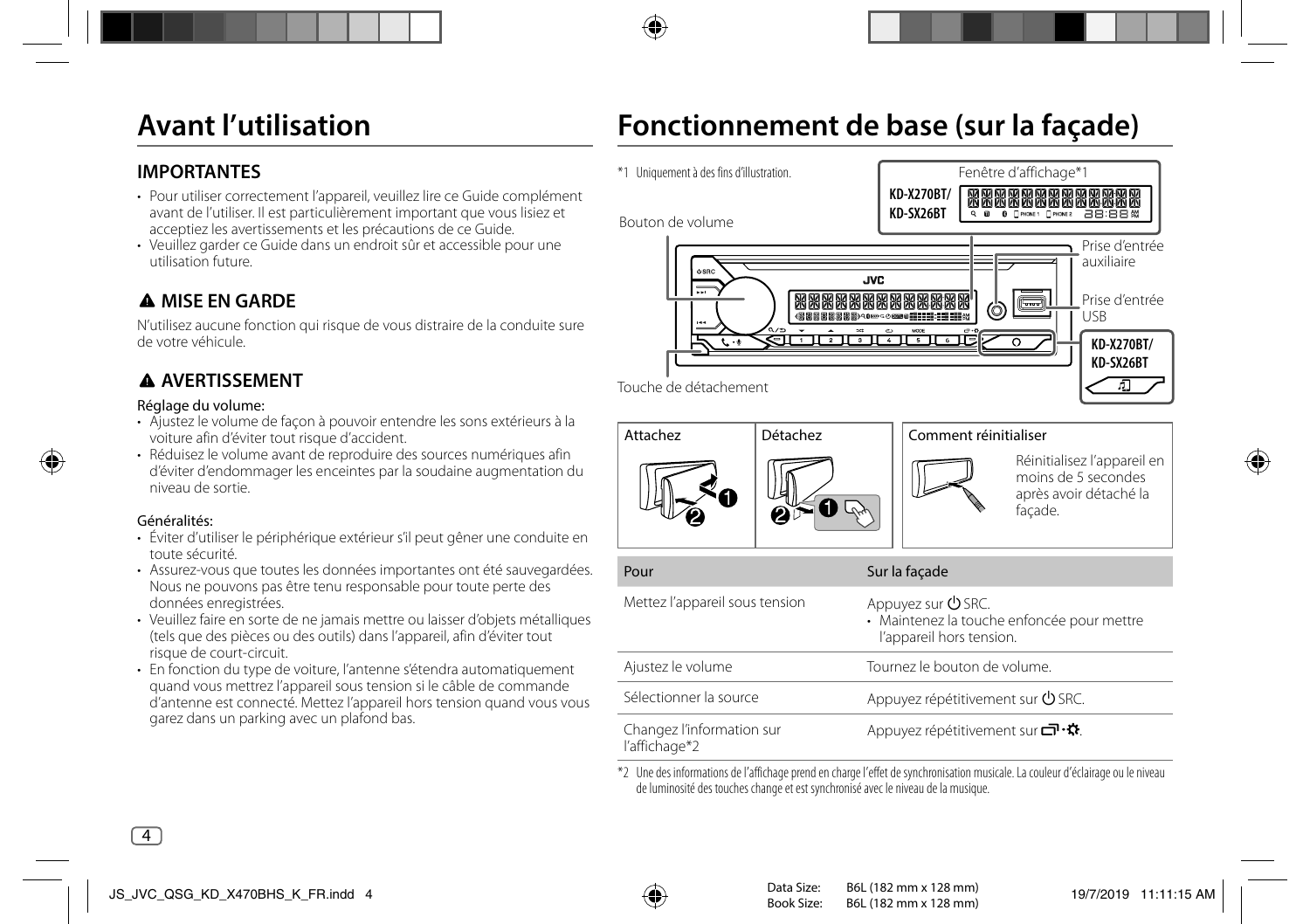# Avant l'utilisation

## IMPORTANTES

- Pour utiliser correctement l'appareil, veuillez lire ce Guide complément avant de l'utiliser. Il est particulièrement important que vous lisiez et acceptiez les avertissements et les précautions de ce Guide.
- Veuillez garder ce Guide dans un endroit sûr et accessible pour une utilisation future.

## ⚠ MISE EN GARDE

N'utilisez aucune fonction qui risque de vous distraire de la conduite sure de votre véhicule.

## ⚠ AVERTISSEMENT

Réglage du volume:

- Ajustez le volume de façon à pouvoir entendre les sons extérieurs à la voiture afin d'éviter tout risque d'accident.
- Réduisez le volume avant de reproduire des sources numériques afin d'éviter d'endommager les enceintes par la soudaine augmentation du niveau de sortie.

Généralités:

- Éviter d'utiliser le périphérique extérieur s'il peut gêner une conduite en toute sécurité.
- Assurez-vous que toutes les données importantes ont été sauvegardées. Nous ne pouvons pas être tenu responsable pour toute perte des données enregistrées.
- Veuillez faire en sorte de ne jamais mettre ou laisser d'objets métalliques (tels que des pièces ou des outils) dans l'appareil, afin d'éviter tout risque de court-circuit.
- En fonction du type de voiture, l'antenne s'étendra automatiquement quand vous mettrez l'appareil sous tension si le câble de commande d'antenne est connecté. Mettez l'appareil hors tension quand vous vous garez dans un parking avec un plafond bas.

# Fonctionnement de base (sur la façade)

*1 Uniquement à des fins d'illustration.

Fenêtre d'affichage*1

KD-X270BT/ KD-SX26BT

Bouton de volume

Prise d'entrée auxiliaire

Prise d'entrée USB

KD-X270BT/ KD-SX26BT

Touche de détachement

Attachez

Détachez

Comment réinitialiser

Réinitialisez l'appareil en moins de 5 secondes après avoir détaché la façade.

| Pour | Sur la façade |
|---|---|
| Mettez l'appareil sous tension | Appuyez sur ⏻ SRC.<br>• Maintenez la touche enfoncée pour mettre l'appareil hors tension. |
| Ajustez le volume | Tournez le bouton de volume. |
| Sélectionner la source | Appuyez répétitivement sur ⏻ SRC. |
| Changez l'information sur l'affichage*2 | Appuyez répétitivement sur ☐·✲. |

*2 Une des informations de l'affichage prend en charge l'effet de synchronisation musicale. La couleur d'éclairage ou le niveau de luminosité des touches change et est synchronisé avec le niveau de la musique.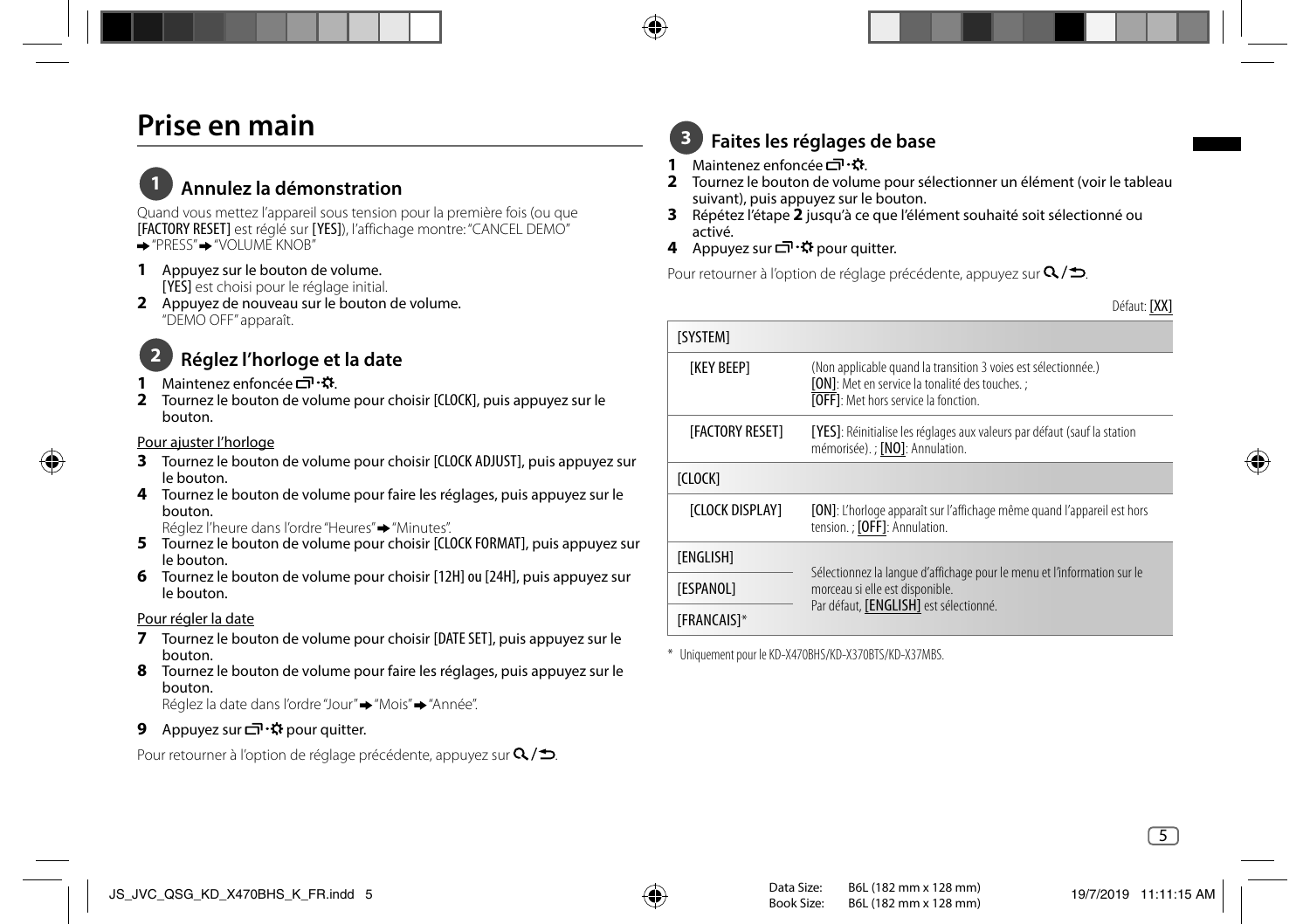# Prise en main

## 1 Annulez la démonstration

Quand vous mettez l'appareil sous tension pour la première fois (ou que [FACTORY RESET] est réglé sur [YES]), l'affichage montre: "CANCEL DEMO" ➡ "PRESS" ➡ "VOLUME KNOB"

1. Appuyez sur le bouton de volume.
   [YES] est choisi pour le réglage initial.
2. Appuyez de nouveau sur le bouton de volume.
   "DEMO OFF" apparaît.

## 2 Réglez l'horloge et la date

1. Maintenez enfoncée ⊡·☼.
2. Tournez le bouton de volume pour choisir [CLOCK], puis appuyez sur le bouton.

Pour ajuster l'horloge

3. Tournez le bouton de volume pour choisir [CLOCK ADJUST], puis appuyez sur le bouton.
4. Tournez le bouton de volume pour faire les réglages, puis appuyez sur le bouton.
   Réglez l'heure dans l'ordre "Heures" ➡ "Minutes".
5. Tournez le bouton de volume pour choisir [CLOCK FORMAT], puis appuyez sur le bouton.
6. Tournez le bouton de volume pour choisir [12H] ou [24H], puis appuyez sur le bouton.

Pour régler la date

7. Tournez le bouton de volume pour choisir [DATE SET], puis appuyez sur le bouton.
8. Tournez le bouton de volume pour faire les réglages, puis appuyez sur le bouton.
   Réglez la date dans l'ordre "Jour" ➡ "Mois" ➡ "Année".
9. Appuyez sur ⊡·☼ pour quitter.

Pour retourner à l'option de réglage précédente, appuyez sur Q/↩.

## 3 Faites les réglages de base

1. Maintenez enfoncée ⊡·☼.
2. Tournez le bouton de volume pour sélectionner un élément (voir le tableau suivant), puis appuyez sur le bouton.
3. Répétez l'étape **2** jusqu'à ce que l'élément souhaité soit sélectionné ou activé.
4. Appuyez sur ⊡·☼ pour quitter.

Pour retourner à l'option de réglage précédente, appuyez sur Q/↩.

Défaut: [XX]

| [SYSTEM] | |
|---|---|
| [KEY BEEP] | (Non applicable quand la transition 3 voies est sélectionnée.) [ON]: Met en service la tonalité des touches. ; [OFF]: Met hors service la fonction. |
| [FACTORY RESET] | [YES]: Réinitialise les réglages aux valeurs par défaut (sauf la station mémorisée). ; [NO]: Annulation. |
| [CLOCK] | |
| [CLOCK DISPLAY] | [ON]: L'horloge apparaît sur l'affichage même quand l'appareil est hors tension. ; [OFF]: Annulation. |
| [ENGLISH] | Sélectionnez la langue d'affichage pour le menu et l'information sur le morceau si elle est disponible. Par défaut, [ENGLISH] est sélectionné. |
| [ESPANOL] | |
| [FRANCAIS]* | |

\* Uniquement pour le KD-X470BHS/KD-X370BTS/KD-X37MBS.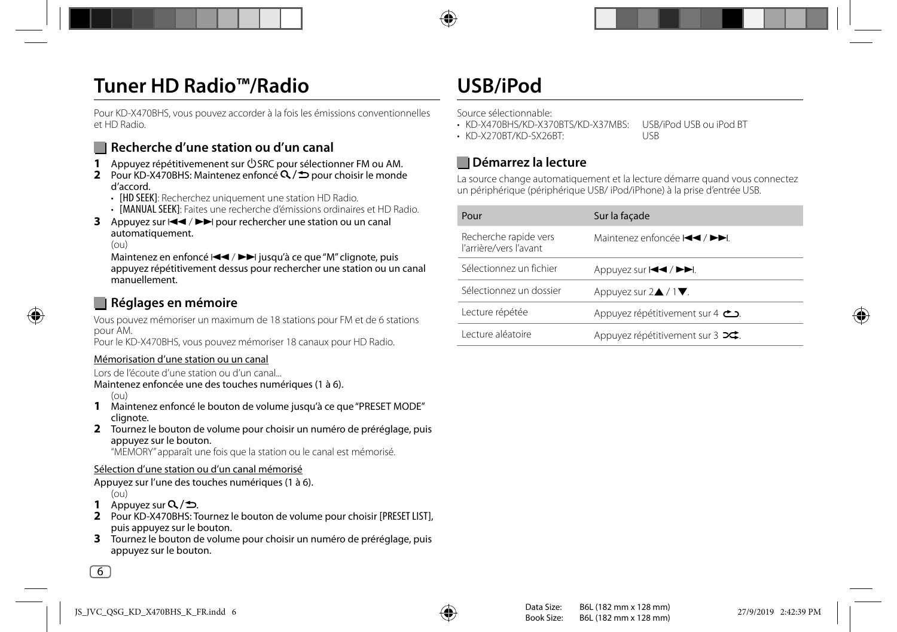# Tuner HD Radio™/Radio

Pour KD-X470BHS, vous pouvez accorder à la fois les émissions conventionnelles et HD Radio.

## Recherche d'une station ou d'un canal

**1** Appuyez répétitivemenent sur ⏻SRC pour sélectionner FM ou AM.

**2** Pour KD-X470BHS: Maintenez enfoncé 🔍/⮌ pour choisir le monde d'accord.

- [HD SEEK]: Recherchez uniquement une station HD Radio.
- [MANUAL SEEK]: Faites une recherche d'émissions ordinaires et HD Radio.

**3** Appuyez sur ⏮ / ⏭ pour rechercher une station ou un canal automatiquement.

(ou)

Maintenez en enfoncé ⏮ / ⏭ jusqu'à ce que "M" clignote, puis appuyez répétitivement dessus pour rechercher une station ou un canal manuellement.

## Réglages en mémoire

Vous pouvez mémoriser un maximum de 18 stations pour FM et de 6 stations pour AM.

Pour le KD-X470BHS, vous pouvez mémoriser 18 canaux pour HD Radio.

### Mémorisation d'une station ou un canal

Lors de l'écoute d'une station ou d'un canal...

Maintenez enfoncée une des touches numériques (1 à 6).

(ou)

**1** Maintenez enfoncé le bouton de volume jusqu'à ce que "PRESET MODE" clignote.

**2** Tournez le bouton de volume pour choisir un numéro de préréglage, puis appuyez sur le bouton.

"MEMORY" apparaît une fois que la station ou le canal est mémorisé.

### Sélection d'une station ou d'un canal mémorisé

Appuyez sur l'une des touches numériques (1 à 6).

(ou)

**1** Appuyez sur 🔍/⮌.

**2** Pour KD-X470BHS: Tournez le bouton de volume pour choisir [PRESET LIST], puis appuyez sur le bouton.

**3** Tournez le bouton de volume pour choisir un numéro de préréglage, puis appuyez sur le bouton.

# USB/iPod

Source sélectionnable:

- KD-X470BHS/KD-X370BTS/KD-X37MBS: USB/iPod USB ou iPod BT
- KD-X270BT/KD-SX26BT: USB

## Démarrez la lecture

La source change automatiquement et la lecture démarre quand vous connectez un périphérique (périphérique USB/ iPod/iPhone) à la prise d'entrée USB.

| Pour | Sur la façade |
|---|---|
| Recherche rapide vers l'arrière/vers l'avant | Maintenez enfoncée ⏮ / ⏭. |
| Sélectionnez un fichier | Appuyez sur ⏮ / ⏭. |
| Sélectionnez un dossier | Appuyez sur 2▲ / 1▼. |
| Lecture répétée | Appuyez répétitivement sur 4 ⮌. |
| Lecture aléatoire | Appuyez répétitivement sur 3 🔀. |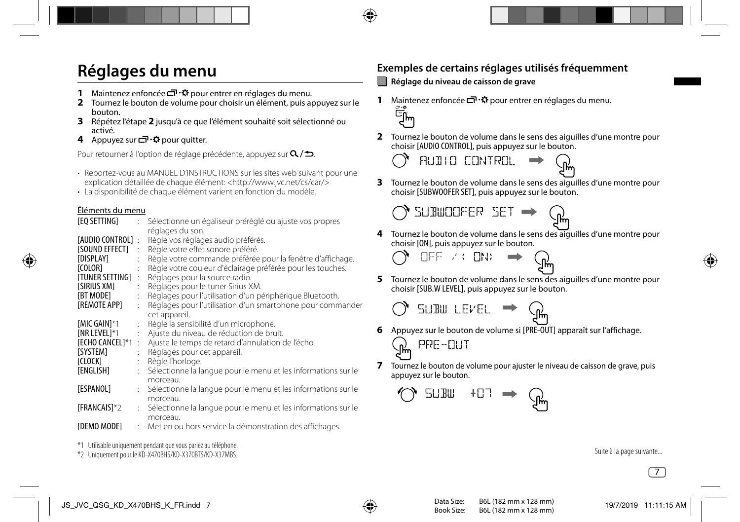# Réglages du menu

1. Maintenez enfoncée ☐·✲ pour entrer en réglages du menu.
2. Tournez le bouton de volume pour choisir un élément, puis appuyez sur le bouton.
3. Répétez l'étape **2** jusqu'à ce que l'élément souhaité soit sélectionné ou activé.
4. Appuyez sur ☐·✲ pour quitter.

Pour retourner à l'option de réglage précédente, appuyez sur Q/⮌.

- Reportez-vous au MANUEL D'INSTRUCTIONS sur les sites web suivant pour une explication détaillée de chaque élément: <http://www.jvc.net/cs/car/>
- La disponibilité de chaque élément varient en fonction du modèle.

Éléments du menu

| | | |
|---|---|---|
| [EQ SETTING] | : | Sélectionne un égaliseur préréglé ou ajuste vos propres réglages du son. |
| [AUDIO CONTROL] | : | Règle vos réglages audio préférés. |
| [SOUND EFFECT] | : | Règle votre effet sonore préféré. |
| [DISPLAY] | : | Règle votre commande préférée pour la fenêtre d'affichage. |
| [COLOR] | : | Règle votre couleur d'éclairage préférée pour les touches. |
| [TUNER SETTING] | : | Réglages pour la source radio. |
| [SIRIUS XM] | : | Réglages pour le tuner Sirius XM. |
| [BT MODE] | : | Réglages pour l'utilisation d'un périphérique Bluetooth. |
| [REMOTE APP] | : | Réglages pour l'utilisation d'un smartphone pour commander cet appareil. |
| [MIC GAIN]*1 | : | Règle la sensibilité d'un microphone. |
| [NR LEVEL]*1 | : | Ajuste du niveau de réduction de bruit. |
| [ECHO CANCEL]*1 | : | Ajuste le temps de retard d'annulation de l'écho. |
| [SYSTEM] | : | Réglages pour cet appareil. |
| [CLOCK] | : | Règle l'horloge. |
| [ENGLISH] | : | Sélectionne la langue pour le menu et les informations sur le morceau. |
| [ESPANOL] | : | Sélectionne la langue pour le menu et les informations sur le morceau. |
| [FRANCAIS]*2 | : | Sélectionne la langue pour le menu et les informations sur le morceau. |
| [DEMO MODE] | : | Met en ou hors service la démonstration des affichages. |

*1 Utilisable uniquement pendant que vous parlez au téléphone.

*2 Uniquement pour le KD-X470BHS/KD-X370BTS/KD-X37MBS.

## Exemples de certains réglages utilisés fréquemment

### Réglage du niveau de caisson de grave

1. Maintenez enfoncée ☐·✲ pour entrer en réglages du menu.
2. Tournez le bouton de volume dans le sens des aiguilles d'une montre pour choisir [AUDIO CONTROL], puis appuyez sur le bouton.

   AUDIO CONTROL

3. Tournez le bouton de volume dans le sens des aiguilles d'une montre pour choisir [SUBWOOFER SET], puis appuyez sur le bouton.

   SUBWOOFER SET

4. Tournez le bouton de volume dans le sens des aiguilles d'une montre pour choisir [ON], puis appuyez sur le bouton.

   OFF / ‹ ON›

5. Tournez le bouton de volume dans le sens des aiguilles d'une montre pour choisir [SUB.W LEVEL], puis appuyez sur le bouton.

   SUBW LEVEL

6. Appuyez sur le bouton de volume si [PRE-OUT] apparaît sur l'affichage.

   PRE-OUT

7. Tournez le bouton de volume pour ajuster le niveau de caisson de grave, puis appuyez sur le bouton.

   SUBW +07

Suite à la page suivante...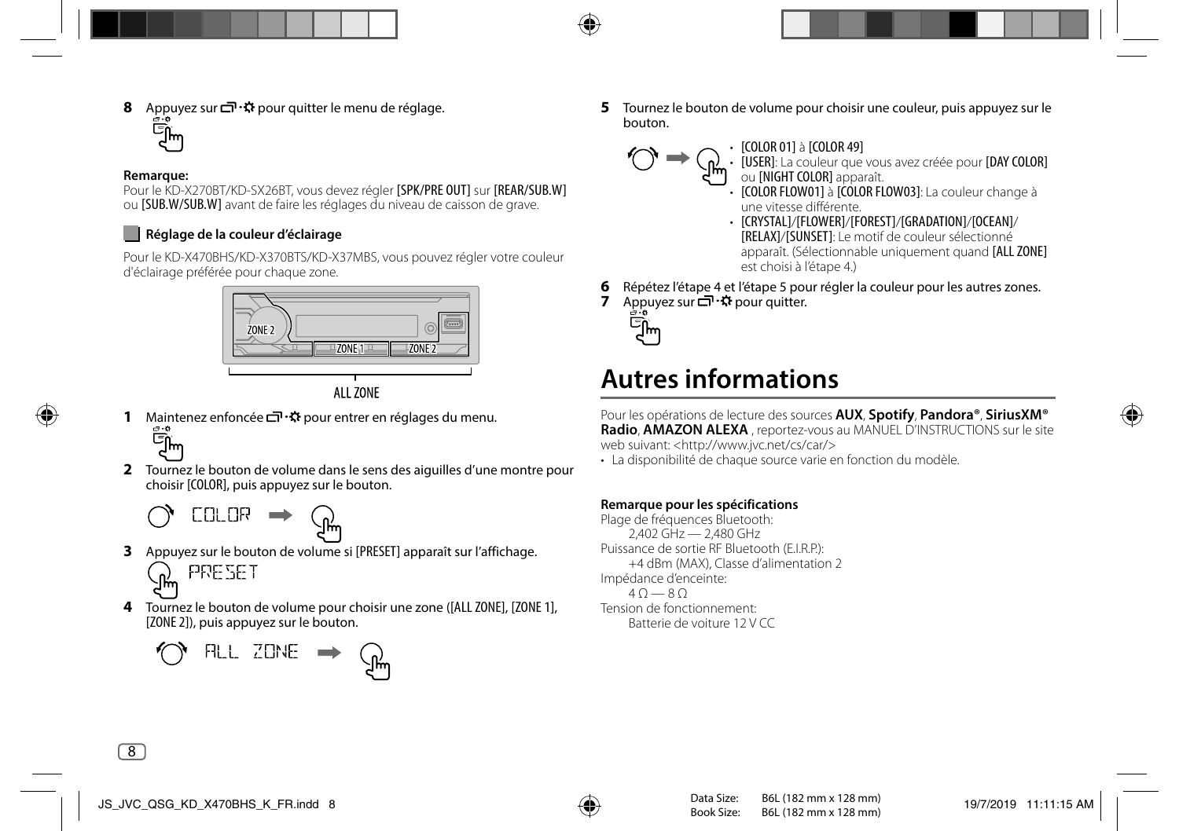**8** Appuyez sur ⊡·✲ pour quitter le menu de réglage.

**Remarque:**
Pour le KD-X270BT/KD-SX26BT, vous devez régler [SPK/PRE OUT] sur [REAR/SUB.W] ou [SUB.W/SUB.W] avant de faire les réglages du niveau de caisson de grave.

### Réglage de la couleur d'éclairage

Pour le KD-X470BHS/KD-X370BTS/KD-X37MBS, vous pouvez régler votre couleur d'éclairage préférée pour chaque zone.

ZONE 2 · ZONE 1 · ZONE 2

ALL ZONE

**1** Maintenez enfoncée ⊡·✲ pour entrer en réglages du menu.

**2** Tournez le bouton de volume dans le sens des aiguilles d'une montre pour choisir [COLOR], puis appuyez sur le bouton.

COLOR

**3** Appuyez sur le bouton de volume si [PRESET] apparaît sur l'affichage.

PRESET

**4** Tournez le bouton de volume pour choisir une zone ([ALL ZONE], [ZONE 1], [ZONE 2]), puis appuyez sur le bouton.

ALL ZONE

**5** Tournez le bouton de volume pour choisir une couleur, puis appuyez sur le bouton.

- [COLOR 01] à [COLOR 49]
- [USER]: La couleur que vous avez créée pour [DAY COLOR] ou [NIGHT COLOR] apparaît.
- [COLOR FLOW01] à [COLOR FLOW03]: La couleur change à une vitesse différente.
- [CRYSTAL]/[FLOWER]/[FOREST]/[GRADATION]/[OCEAN]/[RELAX]/[SUNSET]: Le motif de couleur sélectionné apparaît. (Sélectionnable uniquement quand [ALL ZONE] est choisi à l'étape 4.)

**6** Répétez l'étape 4 et l'étape 5 pour régler la couleur pour les autres zones.

**7** Appuyez sur ⊡·✲ pour quitter.

# Autres informations

Pour les opérations de lecture des sources **AUX**, **Spotify**, **Pandora®**, **SiriusXM® Radio**, **AMAZON ALEXA** , reportez-vous au MANUEL D'INSTRUCTIONS sur le site web suivant: <http://www.jvc.net/cs/car/>

- La disponibilité de chaque source varie en fonction du modèle.

**Remarque pour les spécifications**

Plage de fréquences Bluetooth:
2,402 GHz — 2,480 GHz

Puissance de sortie RF Bluetooth (E.I.R.P.):
+4 dBm (MAX), Classe d'alimentation 2

Impédance d'enceinte:
4 Ω — 8 Ω

Tension de fonctionnement:
Batterie de voiture 12 V CC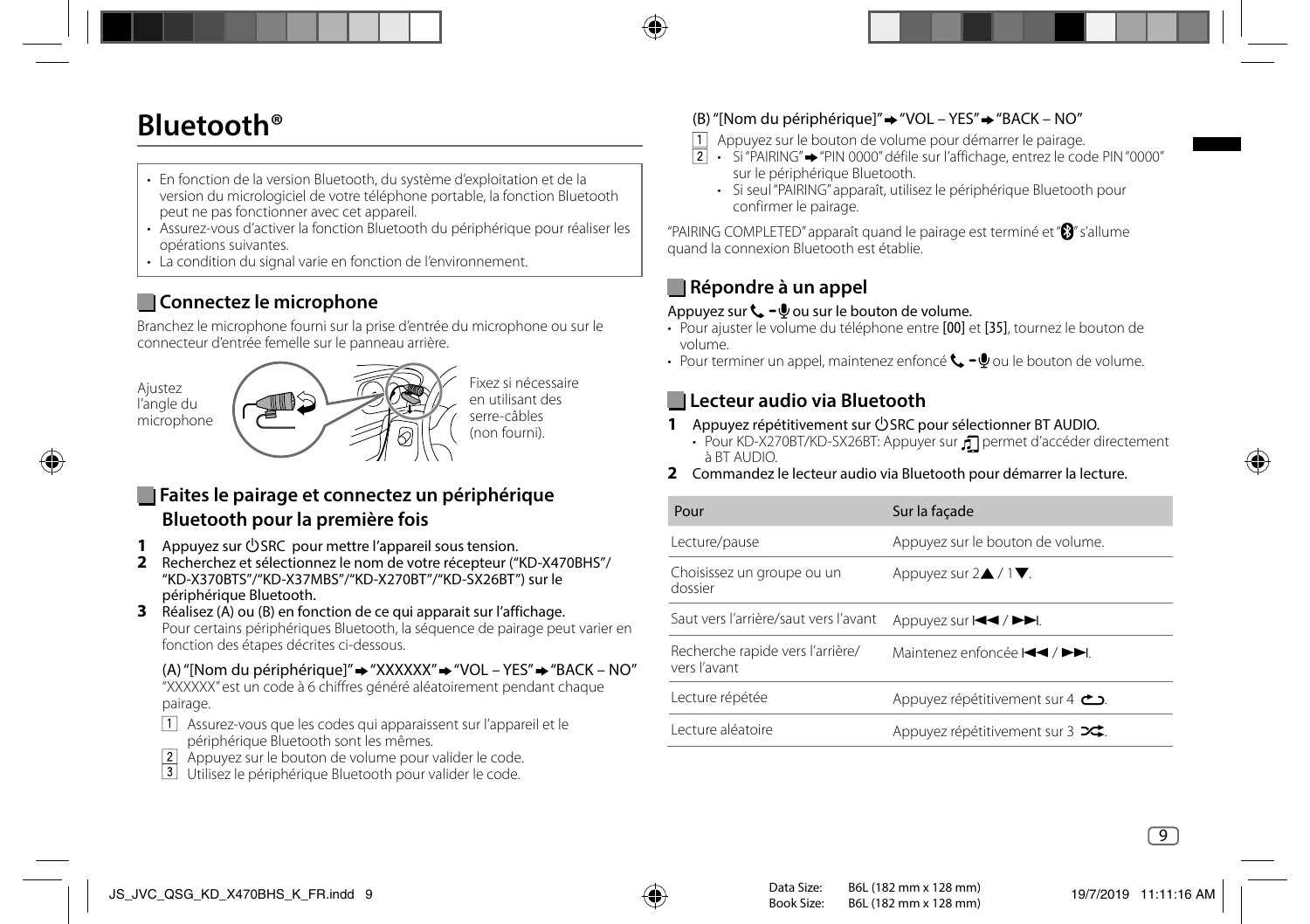# Bluetooth®

- En fonction de la version Bluetooth, du système d'exploitation et de la version du micrologiciel de votre téléphone portable, la fonction Bluetooth peut ne pas fonctionner avec cet appareil.
- Assurez-vous d'activer la fonction Bluetooth du périphérique pour réaliser les opérations suivantes.
- La condition du signal varie en fonction de l'environnement.

## Connectez le microphone

Branchez le microphone fourni sur la prise d'entrée du microphone ou sur le connecteur d'entrée femelle sur le panneau arrière.

Ajustez l'angle du microphone

Fixez si nécessaire en utilisant des serre-câbles (non fourni).

## Faites le pairage et connectez un périphérique Bluetooth pour la première fois

**1** Appuyez sur ⏻SRC pour mettre l'appareil sous tension.

**2** Recherchez et sélectionnez le nom de votre récepteur ("KD-X470BHS"/ "KD-X370BTS"/"KD-X37MBS"/"KD-X270BT"/"KD-SX26BT") sur le périphérique Bluetooth.

**3** Réalisez (A) ou (B) en fonction de ce qui apparait sur l'affichage.
Pour certains périphériques Bluetooth, la séquence de pairage peut varier en fonction des étapes décrites ci-dessous.

(A) "[Nom du périphérique]" → "XXXXXX" → "VOL – YES" → "BACK – NO"
"XXXXXX" est un code à 6 chiffres généré aléatoirement pendant chaque pairage.

1. Assurez-vous que les codes qui apparaissent sur l'appareil et le périphérique Bluetooth sont les mêmes.
2. Appuyez sur le bouton de volume pour valider le code.
3. Utilisez le périphérique Bluetooth pour valider le code.

(B) "[Nom du périphérique]" → "VOL – YES" → "BACK – NO"

1. Appuyez sur le bouton de volume pour démarrer le pairage.
2. 
   - Si "PAIRING" → "PIN 0000" défile sur l'affichage, entrez le code PIN "0000" sur le périphérique Bluetooth.
   - Si seul "PAIRING" apparaît, utilisez le périphérique Bluetooth pour confirmer le pairage.

"PAIRING COMPLETED" apparaît quand le pairage est terminé et "Ⓑ" s'allume quand la connexion Bluetooth est établie.

## Répondre à un appel

**Appuyez sur 📞 – 🎙 ou sur le bouton de volume.**

- Pour ajuster le volume du téléphone entre [00] et [35], tournez le bouton de volume.
- Pour terminer un appel, maintenez enfoncé 📞 – 🎙 ou le bouton de volume.

## Lecteur audio via Bluetooth

**1** **Appuyez répétitivement sur ⏻SRC pour sélectionner BT AUDIO.**
- Pour KD-X270BT/KD-SX26BT: Appuyer sur ♫ permet d'accéder directement à BT AUDIO.

**2** **Commandez le lecteur audio via Bluetooth pour démarrer la lecture.**

| Pour | Sur la façade |
|---|---|
| Lecture/pause | Appuyez sur le bouton de volume. |
| Choisissez un groupe ou un dossier | Appuyez sur 2▲ / 1▼. |
| Saut vers l'arrière/saut vers l'avant | Appuyez sur ⏮ / ⏭. |
| Recherche rapide vers l'arrière/ vers l'avant | Maintenez enfoncée ⏮ / ⏭. |
| Lecture répétée | Appuyez répétitivement sur 4 🔁. |
| Lecture aléatoire | Appuyez répétitivement sur 3 🔀. |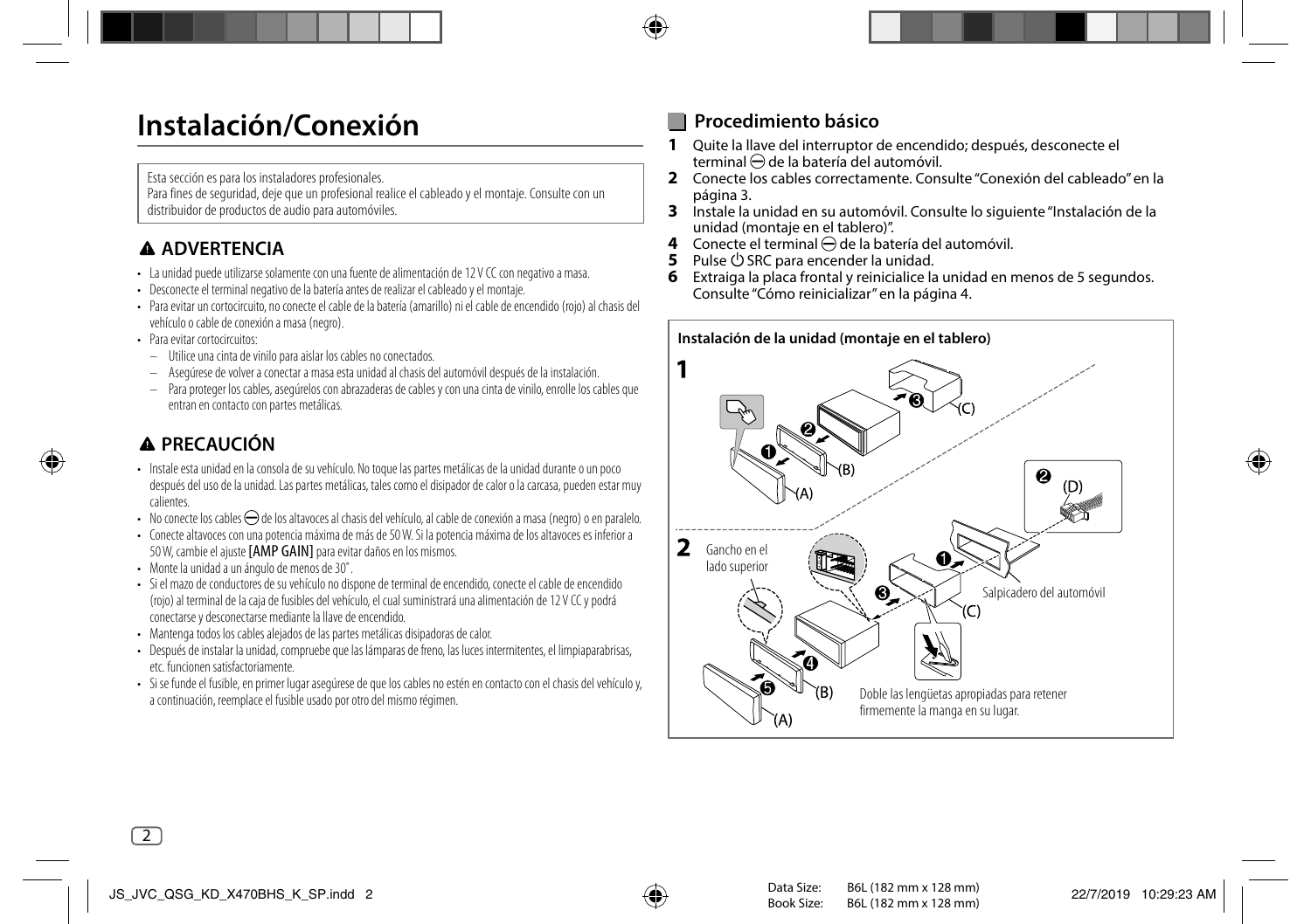# Instalación/Conexión

Esta sección es para los instaladores profesionales.
Para fines de seguridad, deje que un profesional realice el cableado y el montaje. Consulte con un distribuidor de productos de audio para automóviles.

## ⚠ ADVERTENCIA

- La unidad puede utilizarse solamente con una fuente de alimentación de 12 V CC con negativo a masa.
- Desconecte el terminal negativo de la batería antes de realizar el cableado y el montaje.
- Para evitar un cortocircuito, no conecte el cable de la batería (amarillo) ni el cable de encendido (rojo) al chasis del vehículo o cable de conexión a masa (negro).
- Para evitar cortocircuitos:
  - Utilice una cinta de vinilo para aislar los cables no conectados.
  - Asegúrese de volver a conectar a masa esta unidad al chasis del automóvil después de la instalación.
  - Para proteger los cables, asegúrelos con abrazaderas de cables y con una cinta de vinilo, enrolle los cables que entran en contacto con partes metálicas.

## ⚠ PRECAUCIÓN

- Instale esta unidad en la consola de su vehículo. No toque las partes metálicas de la unidad durante o un poco después del uso de la unidad. Las partes metálicas, tales como el disipador de calor o la carcasa, pueden estar muy calientes.
- No conecte los cables ⊖ de los altavoces al chasis del vehículo, al cable de conexión a masa (negro) o en paralelo.
- Conecte altavoces con una potencia máxima de más de 50 W. Si la potencia máxima de los altavoces es inferior a 50 W, cambie el ajuste [AMP GAIN] para evitar daños en los mismos.
- Monte la unidad a un ángulo de menos de 30˚.
- Si el mazo de conductores de su vehículo no dispone de terminal de encendido, conecte el cable de encendido (rojo) al terminal de la caja de fusibles del vehículo, el cual suministrará una alimentación de 12 V CC y podrá conectarse y desconectarse mediante la llave de encendido.
- Mantenga todos los cables alejados de las partes metálicas disipadoras de calor.
- Después de instalar la unidad, compruebe que las lámparas de freno, las luces intermitentes, el limpiaparabrisas, etc. funcionen satisfactoriamente.
- Si se funde el fusible, en primer lugar asegúrese de que los cables no estén en contacto con el chasis del vehículo y, a continuación, reemplace el fusible usado por otro del mismo régimen.

## Procedimiento básico

1. Quite la llave del interruptor de encendido; después, desconecte el terminal ⊖ de la batería del automóvil.
2. Conecte los cables correctamente. Consulte "Conexión del cableado" en la página 3.
3. Instale la unidad en su automóvil. Consulte lo siguiente "Instalación de la unidad (montaje en el tablero)".
4. Conecte el terminal ⊖ de la batería del automóvil.
5. Pulse ⏻ SRC para encender la unidad.
6. Extraiga la placa frontal y reinicialice la unidad en menos de 5 segundos. Consulte "Cómo reinicializar" en la página 4.

**Instalación de la unidad (montaje en el tablero)**

**1**

❶ (A) ❷ (B) ❸ (C)

❷ (D)

**2**

Gancho en el lado superior

❶ ❸ (C) ❹ ❺ (B) (A)

Salpicadero del automóvil

Doble las lengüetas apropiadas para retener firmemente la manga en su lugar.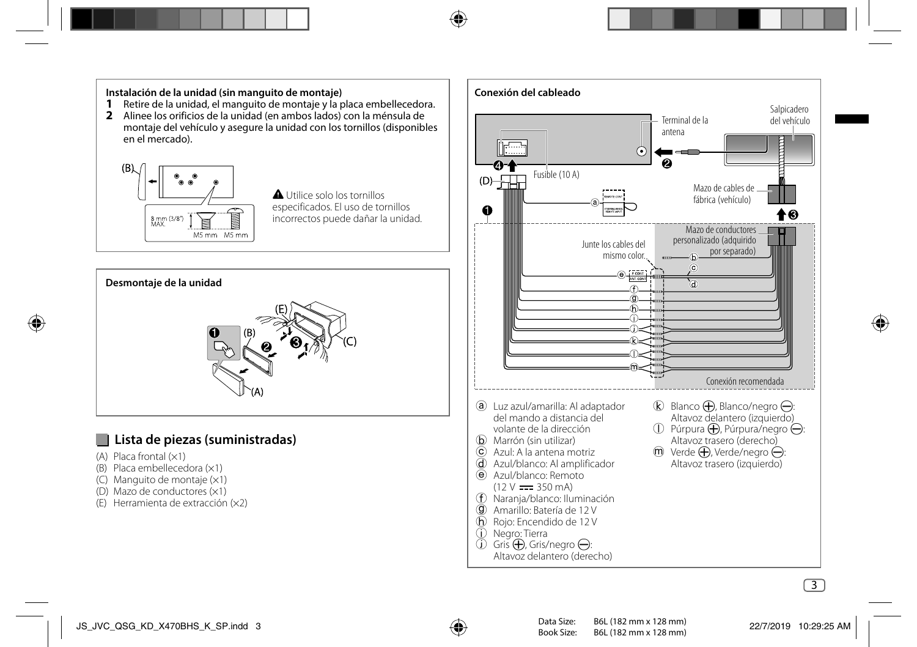**Instalación de la unidad (sin manguito de montaje)**

1. Retire de la unidad, el manguito de montaje y la placa embellecedora.
2. Alinee los orificios de la unidad (en ambos lados) con la ménsula de montaje del vehículo y asegure la unidad con los tornillos (disponibles en el mercado).

(B)

8 mm (3/8") MAX.

M5 mm M5 mm

⚠ Utilice solo los tornillos especificados. El uso de tornillos incorrectos puede dañar la unidad.

**Desmontaje de la unidad**

❶ ❷ ❸ (A) (B) (C) (E)

## Lista de piezas (suministradas)

(A) Placa frontal (×1)
(B) Placa embellecedora (×1)
(C) Manguito de montaje (×1)
(D) Mazo de conductores (×1)
(E) Herramienta de extracción (×2)

**Conexión del cableado**

Terminal de la antena

Salpicadero del vehículo

Fusible (10 A)

(D)

Mazo de cables de fábrica (vehículo)

Mazo de conductores personalizado (adquirido por separado)

Junte los cables del mismo color.

Conexión recomendada

ⓐ Luz azul/amarilla: Al adaptador del mando a distancia del volante de la dirección
ⓑ Marrón (sin utilizar)
ⓒ Azul: A la antena motriz
ⓓ Azul/blanco: Al amplificador
ⓔ Azul/blanco: Remoto (12 V ⎓ 350 mA)
ⓕ Naranja/blanco: Iluminación
ⓖ Amarillo: Batería de 12 V
ⓗ Rojo: Encendido de 12 V
ⓘ Negro: Tierra
ⓙ Gris ⊕, Gris/negro ⊖: Altavoz delantero (derecho)
ⓚ Blanco ⊕, Blanco/negro ⊖: Altavoz delantero (izquierdo)
ⓛ Púrpura ⊕, Púrpura/negro ⊖: Altavoz trasero (derecho)
ⓜ Verde ⊕, Verde/negro ⊖: Altavoz trasero (izquierdo)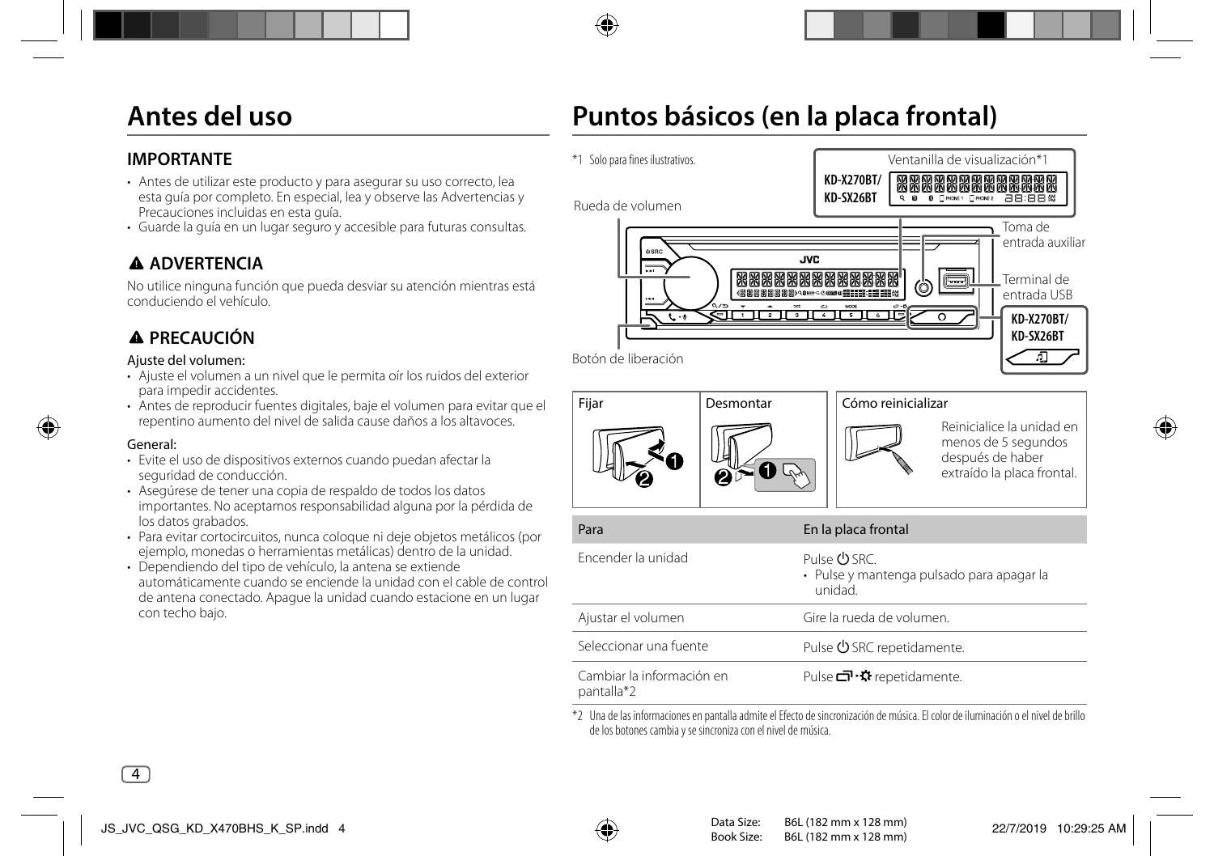# Antes del uso

## IMPORTANTE

- Antes de utilizar este producto y para asegurar su uso correcto, lea esta guía por completo. En especial, lea y observe las Advertencias y Precauciones incluidas en esta guía.
- Guarde la guía en un lugar seguro y accesible para futuras consultas.

## ⚠ ADVERTENCIA

No utilice ninguna función que pueda desviar su atención mientras está conduciendo el vehículo.

## ⚠ PRECAUCIÓN

Ajuste del volumen:

- Ajuste el volumen a un nivel que le permita oír los ruidos del exterior para impedir accidentes.
- Antes de reproducir fuentes digitales, baje el volumen para evitar que el repentino aumento del nivel de salida cause daños a los altavoces.

General:

- Evite el uso de dispositivos externos cuando puedan afectar la seguridad de conducción.
- Asegúrese de tener una copia de respaldo de todos los datos importantes. No aceptamos responsabilidad alguna por la pérdida de los datos grabados.
- Para evitar cortocircuitos, nunca coloque ni deje objetos metálicos (por ejemplo, monedas o herramientas metálicas) dentro de la unidad.
- Dependiendo del tipo de vehículo, la antena se extiende automáticamente cuando se enciende la unidad con el cable de control de antena conectado. Apague la unidad cuando estacione en un lugar con techo bajo.

# Puntos básicos (en la placa frontal)

*1 Solo para fines ilustrativos.

Ventanilla de visualización*1

KD-X270BT/ KD-SX26BT

Rueda de volumen

Toma de entrada auxiliar

Terminal de entrada USB

KD-X270BT/ KD-SX26BT

Botón de liberación

Fijar

Desmontar

Cómo reinicializar

Reinicialice la unidad en menos de 5 segundos después de haber extraído la placa frontal.

| Para | En la placa frontal |
|---|---|
| Encender la unidad | Pulse ⏻ SRC.<br>• Pulse y mantenga pulsado para apagar la unidad. |
| Ajustar el volumen | Gire la rueda de volumen. |
| Seleccionar una fuente | Pulse ⏻ SRC repetidamente. |
| Cambiar la información en pantalla*2 | Pulse ▭·✲ repetidamente. |

*2 Una de las informaciones en pantalla admite el Efecto de sincronización de música. El color de iluminación o el nivel de brillo de los botones cambia y se sincroniza con el nivel de música.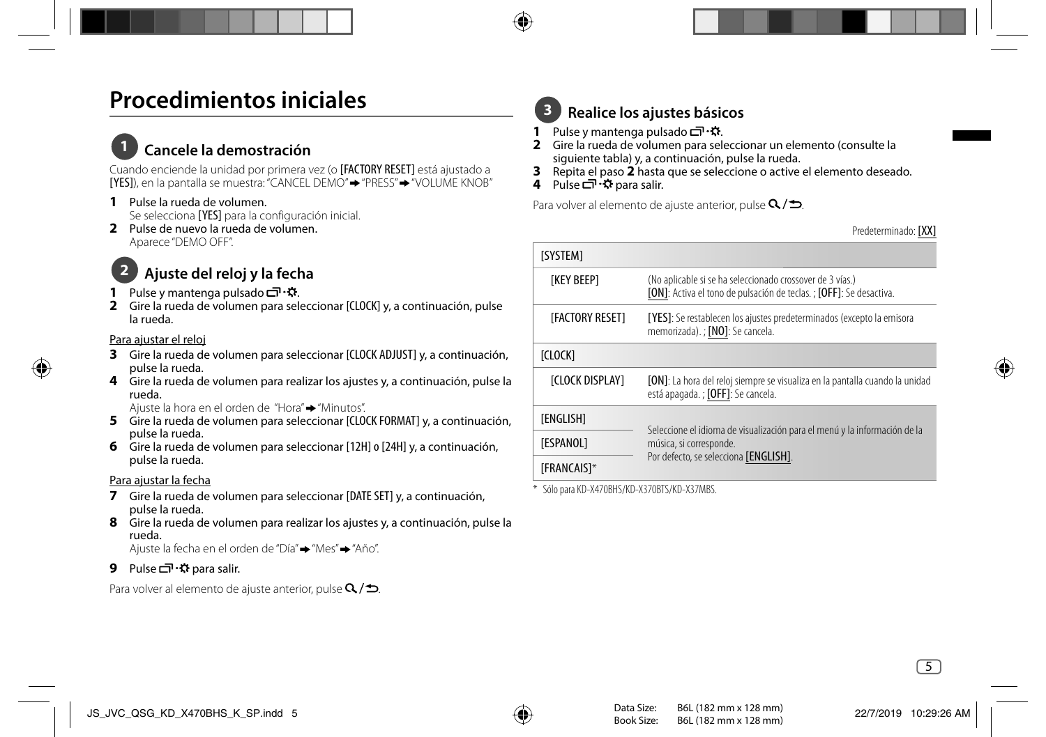# Procedimientos iniciales

## 1 Cancele la demostración

Cuando enciende la unidad por primera vez (o [FACTORY RESET] está ajustado a [YES]), en la pantalla se muestra: "CANCEL DEMO" ➡ "PRESS" ➡ "VOLUME KNOB"

**1** Pulse la rueda de volumen.
Se selecciona [YES] para la configuración inicial.

**2** Pulse de nuevo la rueda de volumen.
Aparece "DEMO OFF".

## 2 Ajuste del reloj y la fecha

**1** Pulse y mantenga pulsado ⧉·✲.

**2** Gire la rueda de volumen para seleccionar [CLOCK] y, a continuación, pulse la rueda.

Para ajustar el reloj

**3** Gire la rueda de volumen para seleccionar [CLOCK ADJUST] y, a continuación, pulse la rueda.

**4** Gire la rueda de volumen para realizar los ajustes y, a continuación, pulse la rueda.
Ajuste la hora en el orden de "Hora" ➡ "Minutos".

**5** Gire la rueda de volumen para seleccionar [CLOCK FORMAT] y, a continuación, pulse la rueda.

**6** Gire la rueda de volumen para seleccionar [12H] o [24H] y, a continuación, pulse la rueda.

Para ajustar la fecha

**7** Gire la rueda de volumen para seleccionar [DATE SET] y, a continuación, pulse la rueda.

**8** Gire la rueda de volumen para realizar los ajustes y, a continuación, pulse la rueda.
Ajuste la fecha en el orden de "Día" ➡ "Mes" ➡ "Año".

**9** Pulse ⧉·✲ para salir.

Para volver al elemento de ajuste anterior, pulse 🔍/⮌.

## 3 Realice los ajustes básicos

**1** Pulse y mantenga pulsado ⧉·✲.

**2** Gire la rueda de volumen para seleccionar un elemento (consulte la siguiente tabla) y, a continuación, pulse la rueda.

**3** Repita el paso **2** hasta que se seleccione o active el elemento deseado.

**4** Pulse ⧉·✲ para salir.

Para volver al elemento de ajuste anterior, pulse 🔍/⮌.

Predeterminado: [XX]

| [SYSTEM] | |
|---|---|
| [KEY BEEP] | (No aplicable si se ha seleccionado crossover de 3 vías.) [ON]: Activa el tono de pulsación de teclas. ; [OFF]: Se desactiva. |
| [FACTORY RESET] | [YES]: Se restablecen los ajustes predeterminados (excepto la emisora memorizada). ; [NO]: Se cancela. |
| [CLOCK] | |
| [CLOCK DISPLAY] | [ON]: La hora del reloj siempre se visualiza en la pantalla cuando la unidad está apagada. ; [OFF]: Se cancela. |
| [ENGLISH] | Seleccione el idioma de visualización para el menú y la información de la música, si corresponde. Por defecto, se selecciona [ENGLISH]. |
| [ESPANOL] | |
| [FRANCAIS]* | |

\* Sólo para KD-X470BHS/KD-X370BTS/KD-X37MBS.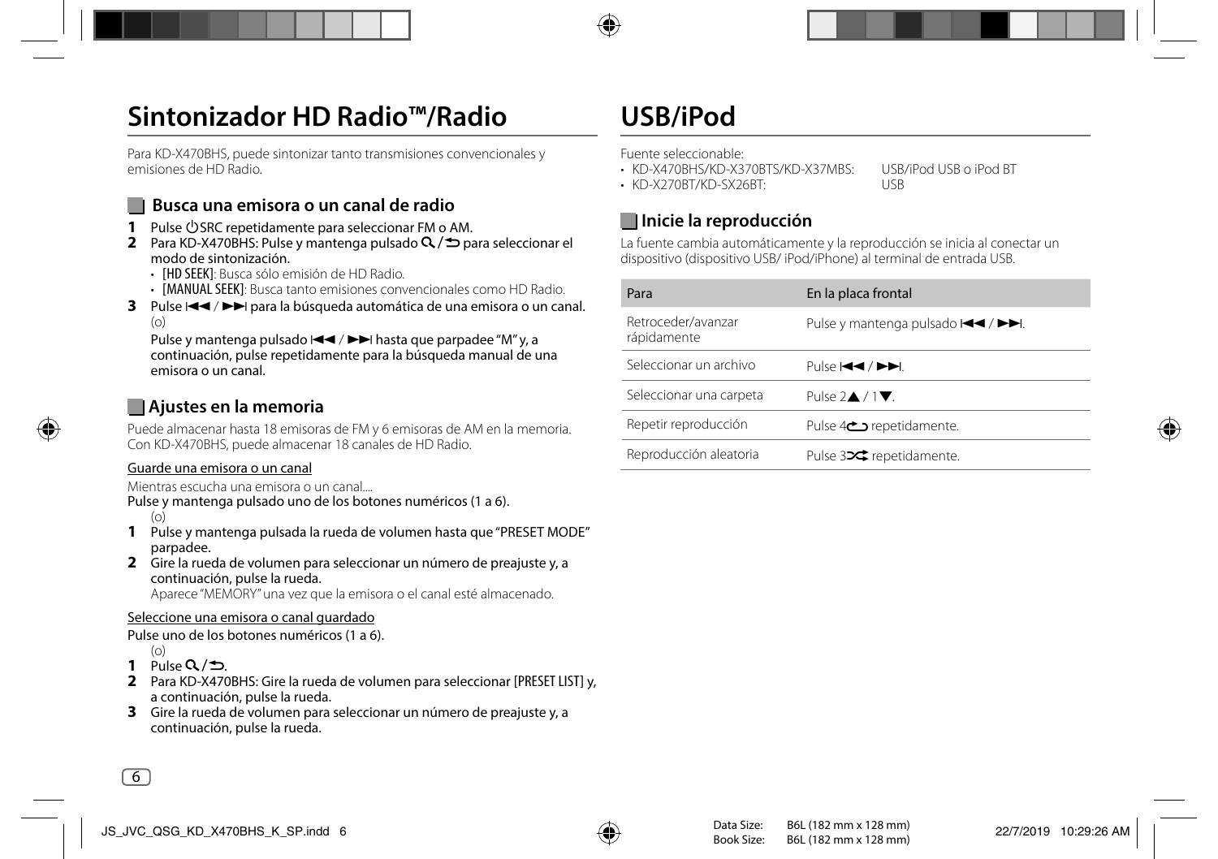# Sintonizador HD Radio™/Radio

Para KD-X470BHS, puede sintonizar tanto transmisiones convencionales y emisiones de HD Radio.

## Busca una emisora o un canal de radio

**1** Pulse ⏻SRC repetidamente para seleccionar FM o AM.

**2** Para KD-X470BHS: Pulse y mantenga pulsado 🔍/⮌ para seleccionar el modo de sintonización.

- [HD SEEK]: Busca sólo emisión de HD Radio.
- [MANUAL SEEK]: Busca tanto emisiones convencionales como HD Radio.

**3** Pulse ⏮ / ⏭ para la búsqueda automática de una emisora o un canal.

(o)

Pulse y mantenga pulsado ⏮ / ⏭ hasta que parpadee "M" y, a continuación, pulse repetidamente para la búsqueda manual de una emisora o un canal.

## Ajustes en la memoria

Puede almacenar hasta 18 emisoras de FM y 6 emisoras de AM en la memoria. Con KD-X470BHS, puede almacenar 18 canales de HD Radio.

### Guarde una emisora o un canal

Mientras escucha una emisora o un canal....

Pulse y mantenga pulsado uno de los botones numéricos (1 a 6).

(o)

**1** Pulse y mantenga pulsada la rueda de volumen hasta que "PRESET MODE" parpadee.

**2** Gire la rueda de volumen para seleccionar un número de preajuste y, a continuación, pulse la rueda.

Aparece "MEMORY" una vez que la emisora o el canal esté almacenado.

### Seleccione una emisora o canal guardado

Pulse uno de los botones numéricos (1 a 6).

(o)

**1** Pulse 🔍/⮌.

**2** Para KD-X470BHS: Gire la rueda de volumen para seleccionar [PRESET LIST] y, a continuación, pulse la rueda.

**3** Gire la rueda de volumen para seleccionar un número de preajuste y, a continuación, pulse la rueda.

# USB/iPod

Fuente seleccionable:

- KD-X470BHS/KD-X370BTS/KD-X37MBS: USB/iPod USB o iPod BT
- KD-X270BT/KD-SX26BT: USB

## Inicie la reproducción

La fuente cambia automáticamente y la reproducción se inicia al conectar un dispositivo (dispositivo USB/ iPod/iPhone) al terminal de entrada USB.

| Para | En la placa frontal |
|---|---|
| Retroceder/avanzar rápidamente | Pulse y mantenga pulsado ⏮ / ⏭. |
| Seleccionar un archivo | Pulse ⏮ / ⏭. |
| Seleccionar una carpeta | Pulse 2▲ / 1▼. |
| Repetir reproducción | Pulse 4🔁 repetidamente. |
| Reproducción aleatoria | Pulse 3🔀 repetidamente. |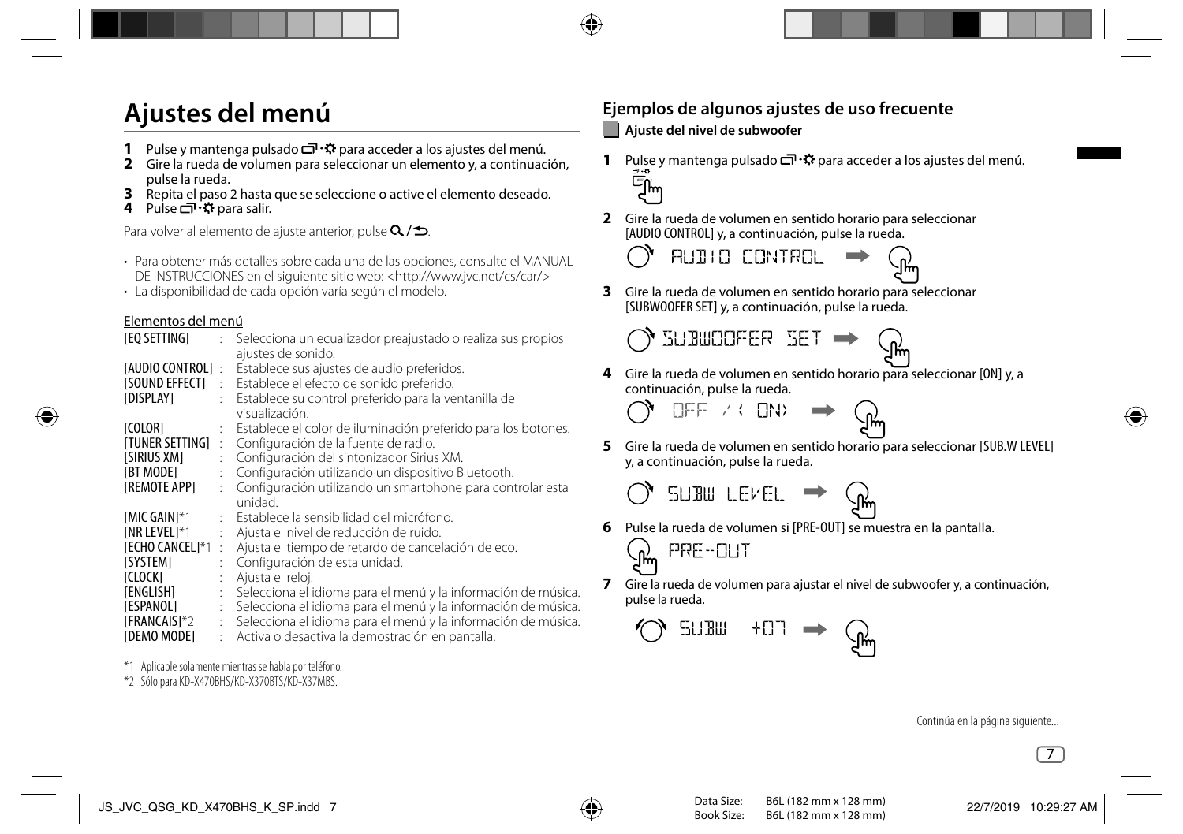# Ajustes del menú

1. Pulse y mantenga pulsado ⊡·✿ para acceder a los ajustes del menú.
2. Gire la rueda de volumen para seleccionar un elemento y, a continuación, pulse la rueda.
3. Repita el paso 2 hasta que se seleccione o active el elemento deseado.
4. Pulse ⊡·✿ para salir.

Para volver al elemento de ajuste anterior, pulse Q/⮌.

- Para obtener más detalles sobre cada una de las opciones, consulte el MANUAL DE INSTRUCCIONES en el siguiente sitio web: <http://www.jvc.net/cs/car/>
- La disponibilidad de cada opción varía según el modelo.

Elementos del menú

| | | |
|---|---|---|
| [EQ SETTING] | : | Selecciona un ecualizador preajustado o realiza sus propios ajustes de sonido. |
| [AUDIO CONTROL] | : | Establece sus ajustes de audio preferidos. |
| [SOUND EFFECT] | : | Establece el efecto de sonido preferido. |
| [DISPLAY] | : | Establece su control preferido para la ventanilla de visualización. |
| [COLOR] | : | Establece el color de iluminación preferido para los botones. |
| [TUNER SETTING] | : | Configuración de la fuente de radio. |
| [SIRIUS XM] | : | Configuración del sintonizador Sirius XM. |
| [BT MODE] | : | Configuración utilizando un dispositivo Bluetooth. |
| [REMOTE APP] | : | Configuración utilizando un smartphone para controlar esta unidad. |
| [MIC GAIN]*1 | : | Establece la sensibilidad del micrófono. |
| [NR LEVEL]*1 | : | Ajusta el nivel de reducción de ruido. |
| [ECHO CANCEL]*1 | : | Ajusta el tiempo de retardo de cancelación de eco. |
| [SYSTEM] | : | Configuración de esta unidad. |
| [CLOCK] | : | Ajusta el reloj. |
| [ENGLISH] | : | Selecciona el idioma para el menú y la información de música. |
| [ESPANOL] | : | Selecciona el idioma para el menú y la información de música. |
| [FRANCAIS]*2 | : | Selecciona el idioma para el menú y la información de música. |
| [DEMO MODE] | : | Activa o desactiva la demostración en pantalla. |

*1 Aplicable solamente mientras se habla por teléfono.

*2 Sólo para KD-X470BHS/KD-X370BTS/KD-X37MBS.

## Ejemplos de algunos ajustes de uso frecuente

### Ajuste del nivel de subwoofer

1. Pulse y mantenga pulsado ⊡·✿ para acceder a los ajustes del menú.
2. Gire la rueda de volumen en sentido horario para seleccionar [AUDIO CONTROL] y, a continuación, pulse la rueda.

   AUDIO CONTROL

3. Gire la rueda de volumen en sentido horario para seleccionar [SUBWOOFER SET] y, a continuación, pulse la rueda.

   SUBWOOFER SET

4. Gire la rueda de volumen en sentido horario para seleccionar [ON] y, a continuación, pulse la rueda.

   OFF / ‹ ON›

5. Gire la rueda de volumen en sentido horario para seleccionar [SUB.W LEVEL] y, a continuación, pulse la rueda.

   SUBW LEVEL

6. Pulse la rueda de volumen si [PRE-OUT] se muestra en la pantalla.

   PRE-OUT

7. Gire la rueda de volumen para ajustar el nivel de subwoofer y, a continuación, pulse la rueda.

   SUBW +07

Continúa en la página siguiente...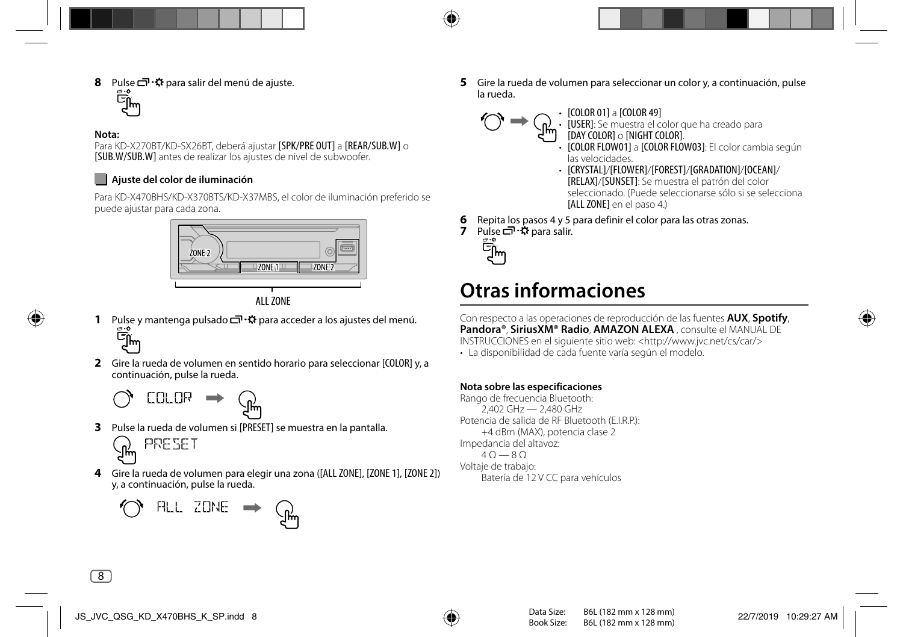**8** Pulse ▭·✲ para salir del menú de ajuste.

**Nota:**
Para KD-X270BT/KD-SX26BT, deberá ajustar [SPK/PRE OUT] a [REAR/SUB.W] o [SUB.W/SUB.W] antes de realizar los ajustes de nivel de subwoofer.

### Ajuste del color de iluminación

Para KD-X470BHS/KD-X370BTS/KD-X37MBS, el color de iluminación preferido se puede ajustar para cada zona.

ZONE 2 · ZONE 1 · ZONE 2

ALL ZONE

**1** Pulse y mantenga pulsado ▭·✲ para acceder a los ajustes del menú.

**2** Gire la rueda de volumen en sentido horario para seleccionar [COLOR] y, a continuación, pulse la rueda.

COLOR

**3** Pulse la rueda de volumen si [PRESET] se muestra en la pantalla.

PRESET

**4** Gire la rueda de volumen para elegir una zona ([ALL ZONE], [ZONE 1], [ZONE 2]) y, a continuación, pulse la rueda.

ALL ZONE

**5** Gire la rueda de volumen para seleccionar un color y, a continuación, pulse la rueda.

- [COLOR 01] a [COLOR 49]
- [USER]: Se muestra el color que ha creado para [DAY COLOR] o [NIGHT COLOR].
- [COLOR FLOW01] a [COLOR FLOW03]: El color cambia según las velocidades.
- [CRYSTAL]/[FLOWER]/[FOREST]/[GRADATION]/[OCEAN]/[RELAX]/[SUNSET]: Se muestra el patrón del color seleccionado. (Puede seleccionarse sólo si se selecciona [ALL ZONE] en el paso 4.)

**6** Repita los pasos 4 y 5 para definir el color para las otras zonas.

**7** Pulse ▭·✲ para salir.

# Otras informaciones

Con respecto a las operaciones de reproducción de las fuentes **AUX**, **Spotify**, **Pandora®**, **SiriusXM® Radio**, **AMAZON ALEXA** , consulte el MANUAL DE INSTRUCCIONES en el siguiente sitio web: <http://www.jvc.net/cs/car/>

- La disponibilidad de cada fuente varía según el modelo.

**Nota sobre las especificaciones**

Rango de frecuencia Bluetooth:
2,402 GHz — 2,480 GHz

Potencia de salida de RF Bluetooth (E.I.R.P.):
+4 dBm (MAX), potencia clase 2

Impedancia del altavoz:
4 Ω — 8 Ω

Voltaje de trabajo:
Batería de 12 V CC para vehículos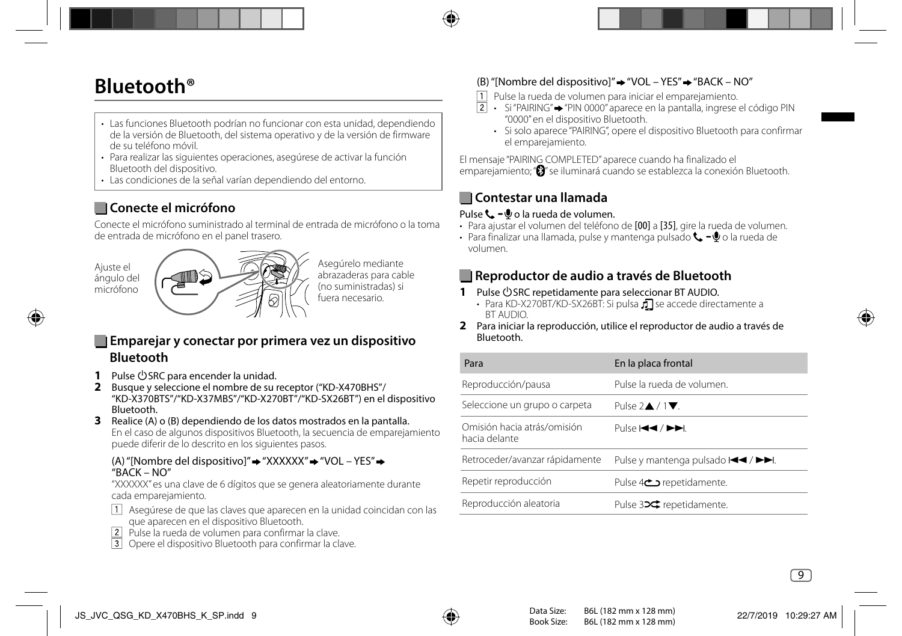# Bluetooth®

- Las funciones Bluetooth podrían no funcionar con esta unidad, dependiendo de la versión de Bluetooth, del sistema operativo y de la versión de firmware de su teléfono móvil.
- Para realizar las siguientes operaciones, asegúrese de activar la función Bluetooth del dispositivo.
- Las condiciones de la señal varían dependiendo del entorno.

## Conecte el micrófono

Conecte el micrófono suministrado al terminal de entrada de micrófono o la toma de entrada de micrófono en el panel trasero.

Ajuste el ángulo del micrófono

Asegúrelo mediante abrazaderas para cable (no suministradas) si fuera necesario.

## Emparejar y conectar por primera vez un dispositivo Bluetooth

**1** Pulse ⏻SRC para encender la unidad.

**2** Busque y seleccione el nombre de su receptor ("KD-X470BHS"/ "KD-X370BTS"/"KD-X37MBS"/"KD-X270BT"/"KD-SX26BT") en el dispositivo Bluetooth.

**3** Realice (A) o (B) dependiendo de los datos mostrados en la pantalla.
En el caso de algunos dispositivos Bluetooth, la secuencia de emparejamiento puede diferir de lo descrito en los siguientes pasos.

(A) "[Nombre del dispositivo]" ➡ "XXXXXX" ➡ "VOL – YES" ➡ "BACK – NO"

"XXXXXX" es una clave de 6 dígitos que se genera aleatoriamente durante cada emparejamiento.

1 Asegúrese de que las claves que aparecen en la unidad coincidan con las que aparecen en el dispositivo Bluetooth.
2 Pulse la rueda de volumen para confirmar la clave.
3 Opere el dispositivo Bluetooth para confirmar la clave.

(B) "[Nombre del dispositivo]" ➡ "VOL – YES" ➡ "BACK – NO"

1 Pulse la rueda de volumen para iniciar el emparejamiento.
2 • Si "PAIRING" ➡ "PIN 0000" aparece en la pantalla, ingrese el código PIN "0000" en el dispositivo Bluetooth.
  • Si solo aparece "PAIRING", opere el dispositivo Bluetooth para confirmar el emparejamiento.

El mensaje "PAIRING COMPLETED" aparece cuando ha finalizado el emparejamiento; "ʙ" se iluminará cuando se establezca la conexión Bluetooth.

## Contestar una llamada

**Pulse 📞 – 🎙 o la rueda de volumen.**

- Para ajustar el volumen del teléfono de [00] a [35], gire la rueda de volumen.
- Para finalizar una llamada, pulse y mantenga pulsado 📞 – 🎙 o la rueda de volumen.

## Reproductor de audio a través de Bluetooth

**1** Pulse ⏻SRC repetidamente para seleccionar BT AUDIO.
- Para KD-X270BT/KD-SX26BT: Si pulsa ♫ se accede directamente a BT AUDIO.

**2** Para iniciar la reproducción, utilice el reproductor de audio a través de Bluetooth.

| Para | En la placa frontal |
|---|---|
| Reproducción/pausa | Pulse la rueda de volumen. |
| Seleccione un grupo o carpeta | Pulse 2▲ / 1▼. |
| Omisión hacia atrás/omisión hacia delante | Pulse ⏮ / ⏭. |
| Retroceder/avanzar rápidamente | Pulse y mantenga pulsado ⏮ / ⏭. |
| Repetir reproducción | Pulse 4🔁 repetidamente. |
| Reproducción aleatoria | Pulse 3🔀 repetidamente. |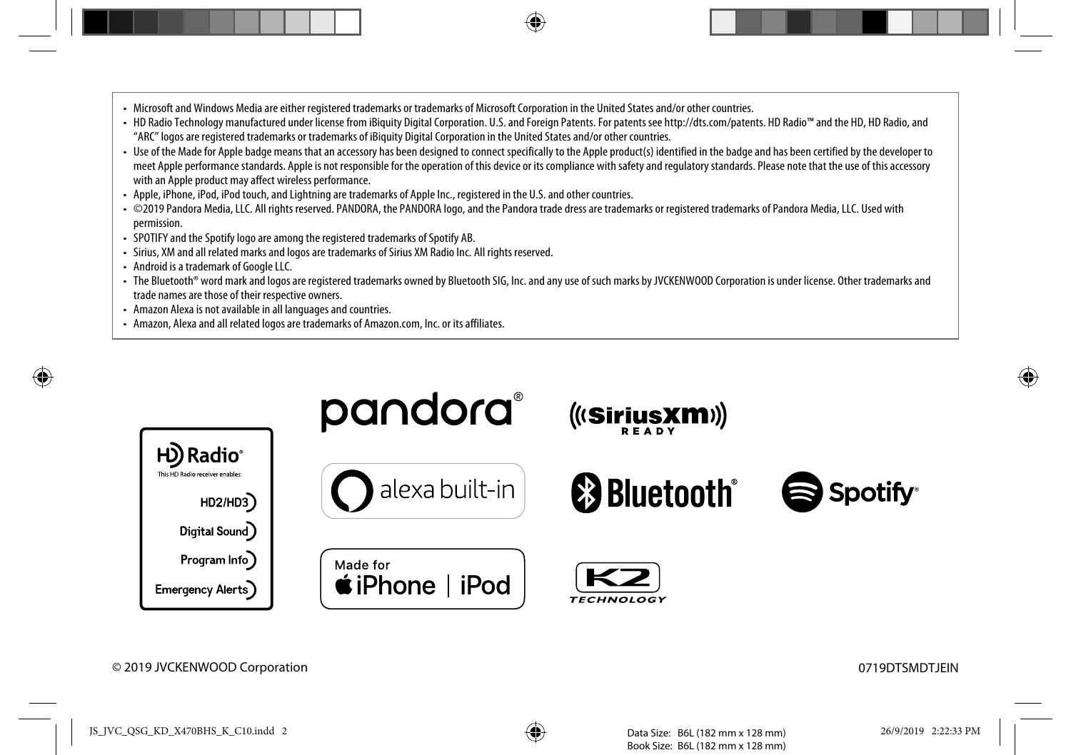- Microsoft and Windows Media are either registered trademarks or trademarks of Microsoft Corporation in the United States and/or other countries.
- HD Radio Technology manufactured under license from iBiquity Digital Corporation. U.S. and Foreign Patents. For patents see http://dts.com/patents. HD Radio™ and the HD, HD Radio, and “ARC” logos are registered trademarks or trademarks of iBiquity Digital Corporation in the United States and/or other countries.
- Use of the Made for Apple badge means that an accessory has been designed to connect specifically to the Apple product(s) identified in the badge and has been certified by the developer to meet Apple performance standards. Apple is not responsible for the operation of this device or its compliance with safety and regulatory standards. Please note that the use of this accessory with an Apple product may affect wireless performance.
- Apple, iPhone, iPod, iPod touch, and Lightning are trademarks of Apple Inc., registered in the U.S. and other countries.
- ©2019 Pandora Media, LLC. All rights reserved. PANDORA, the PANDORA logo, and the Pandora trade dress are trademarks or registered trademarks of Pandora Media, LLC. Used with permission.
- SPOTIFY and the Spotify logo are among the registered trademarks of Spotify AB.
- Sirius, XM and all related marks and logos are trademarks of Sirius XM Radio Inc. All rights reserved.
- Android is a trademark of Google LLC.
- The Bluetooth® word mark and logos are registered trademarks owned by Bluetooth SIG, Inc. and any use of such marks by JVCKENWOOD Corporation is under license. Other trademarks and trade names are those of their respective owners.
- Amazon Alexa is not available in all languages and countries.
- Amazon, Alexa and all related logos are trademarks of Amazon.com, Inc. or its affiliates.

HD Radio®
This HD Radio receiver enables:
HD2/HD3
Digital Sound
Program Info
Emergency Alerts

pandora®

alexa built-in

Made for iPhone | iPod

SiriusXM READY

Bluetooth®

Spotify®

K2 TECHNOLOGY

© 2019 JVCKENWOOD Corporation

0719DTSMDTJEIN